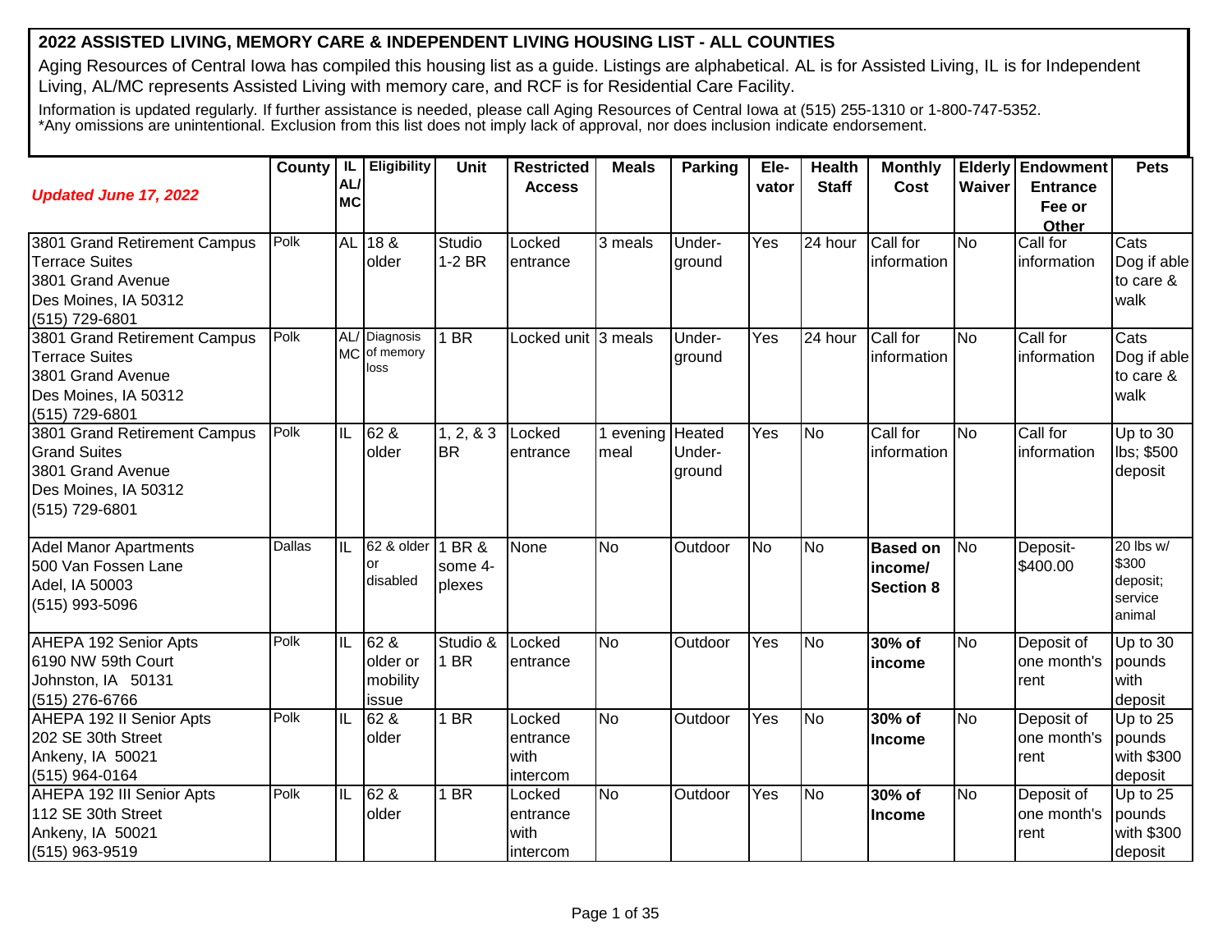## 2022 ASSISTED LIVING, MEMORY CARE & INDEPENDENT LIVING HOUSING LIST - ALL COUNTIES

Aging Resources of Central Iowa has compiled this housing list as a guide. Listings are alphabetical. AL is for Assisted Living, IL is for Independent Living, AL/MC represents Assisted Living with memory care, and RCF is for Residential Care Facility.

Information is updated regularly. If further assistance is needed, please call Aging Resources of Central Iowa at (515) 255-1310 or 1-800-747-5352.
*Any omissions are unintentional. Exclusion from this list does not imply lack of approval, nor does inclusion indicate endorsement.

| *Updated June 17, 2022* | County | IL AL/ MC | Eligibility | Unit | Restricted Access | Meals | Parking | Ele- vator | Health Staff | Monthly Cost | Elderly Waiver | Endowment Entrance Fee or Other | Pets |
|---|---|---|---|---|---|---|---|---|---|---|---|---|---|
| 3801 Grand Retirement Campus Terrace Suites 3801 Grand Avenue Des Moines, IA 50312 (515) 729-6801 | Polk | AL | 18 & older | Studio 1-2 BR | Locked entrance | 3 meals | Under-ground | Yes | 24 hour | Call for information | No | Call for information | Cats Dog if able to care & walk |
| 3801 Grand Retirement Campus Terrace Suites 3801 Grand Avenue Des Moines, IA 50312 (515) 729-6801 | Polk | AL/ MC | Diagnosis of memory loss | 1 BR | Locked unit | 3 meals | Under-ground | Yes | 24 hour | Call for information | No | Call for information | Cats Dog if able to care & walk |
| 3801 Grand Retirement Campus Grand Suites 3801 Grand Avenue Des Moines, IA 50312 (515) 729-6801 | Polk | IL | 62 & older | 1, 2, & 3 BR | Locked entrance | 1 evening meal | Heated Under-ground | Yes | No | Call for information | No | Call for information | Up to 30 lbs; $500 deposit |
| Adel Manor Apartments 500 Van Fossen Lane Adel, IA 50003 (515) 993-5096 | Dallas | IL | 62 & older or disabled | 1 BR & some 4-plexes | None | No | Outdoor | No | No | **Based on income/ Section 8** | No | Deposit- $400.00 | 20 lbs w/ $300 deposit; service animal |
| AHEPA 192 Senior Apts 6190 NW 59th Court Johnston, IA 50131 (515) 276-6766 | Polk | IL | 62 & older or mobility issue | Studio & 1 BR | Locked entrance | No | Outdoor | Yes | No | **30% of income** | No | Deposit of one month's rent | Up to 30 pounds with deposit |
| AHEPA 192 II Senior Apts 202 SE 30th Street Ankeny, IA 50021 (515) 964-0164 | Polk | IL | 62 & older | 1 BR | Locked entrance with intercom | No | Outdoor | Yes | No | **30% of Income** | No | Deposit of one month's rent | Up to 25 pounds with $300 deposit |
| AHEPA 192 III Senior Apts 112 SE 30th Street Ankeny, IA 50021 (515) 963-9519 | Polk | IL | 62 & older | 1 BR | Locked entrance with intercom | No | Outdoor | Yes | No | **30% of Income** | No | Deposit of one month's rent | Up to 25 pounds with $300 deposit |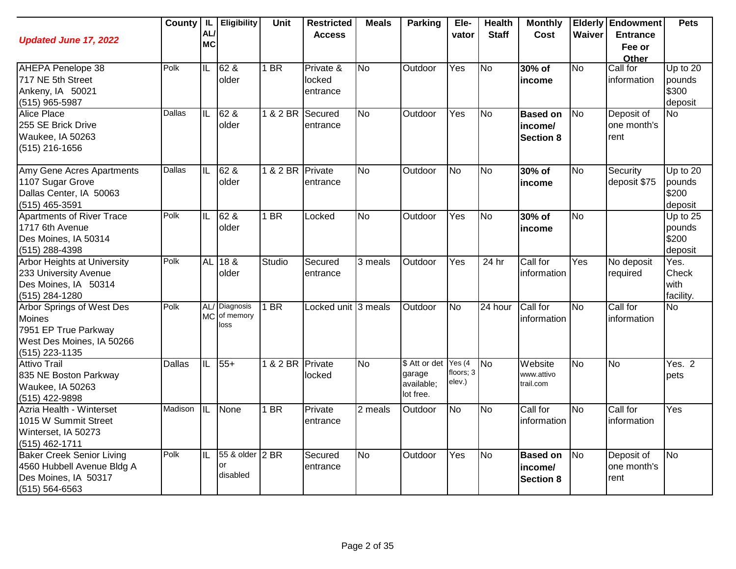| *Updated June 17, 2022* | County | IL AL/ MC | Eligibility | Unit | Restricted Access | Meals | Parking | Ele-vator | Health Staff | Monthly Cost | Elderly Waiver | Endowment Entrance Fee or Other | Pets |
|---|---|---|---|---|---|---|---|---|---|---|---|---|---|
| AHEPA Penelope 38<br>717 NE 5th Street<br>Ankeny, IA 50021<br>(515) 965-5987 | Polk | IL | 62 & older | 1 BR | Private & locked entrance | No | Outdoor | Yes | No | **30% of income** | No | Call for information | Up to 20 pounds $300 deposit |
| Alice Place<br>255 SE Brick Drive<br>Waukee, IA 50263<br>(515) 216-1656 | Dallas | IL | 62 & older | 1 & 2 BR | Secured entrance | No | Outdoor | Yes | No | **Based on income/ Section 8** | No | Deposit of one month's rent | No |
| Amy Gene Acres Apartments<br>1107 Sugar Grove<br>Dallas Center, IA 50063<br>(515) 465-3591 | Dallas | IL | 62 & older | 1 & 2 BR | Private entrance | No | Outdoor | No | No | **30% of income** | No | Security deposit $75 | Up to 20 pounds $200 deposit |
| Apartments of River Trace<br>1717 6th Avenue<br>Des Moines, IA 50314<br>(515) 288-4398 | Polk | IL | 62 & older | 1 BR | Locked | No | Outdoor | Yes | No | **30% of income** | No | | Up to 25 pounds $200 deposit |
| Arbor Heights at University<br>233 University Avenue<br>Des Moines, IA 50314<br>(515) 284-1280 | Polk | AL | 18 & older | Studio | Secured entrance | 3 meals | Outdoor | Yes | 24 hr | Call for information | Yes | No deposit required | Yes. Check with facility. |
| Arbor Springs of West Des Moines<br>7951 EP True Parkway<br>West Des Moines, IA 50266<br>(515) 223-1135 | Polk | AL/ MC | Diagnosis of memory loss | 1 BR | Locked unit | 3 meals | Outdoor | No | 24 hour | Call for information | No | Call for information | No |
| Attivo Trail<br>835 NE Boston Parkway<br>Waukee, IA 50263<br>(515) 422-9898 | Dallas | IL | 55+ | 1 & 2 BR | Private locked | No | $ Att or det garage available; lot free. | Yes (4 floors; 3 elev.) | No | Website www.attivotrail.com | No | No | Yes. 2 pets |
| Azria Health - Winterset<br>1015 W Summit Street<br>Winterset, IA 50273<br>(515) 462-1711 | Madison | IL | None | 1 BR | Private entrance | 2 meals | Outdoor | No | No | Call for information | No | Call for information | Yes |
| Baker Creek Senior Living<br>4560 Hubbell Avenue Bldg A<br>Des Moines, IA 50317<br>(515) 564-6563 | Polk | IL | 55 & older or disabled | 2 BR | Secured entrance | No | Outdoor | Yes | No | **Based on income/ Section 8** | No | Deposit of one month's rent | No |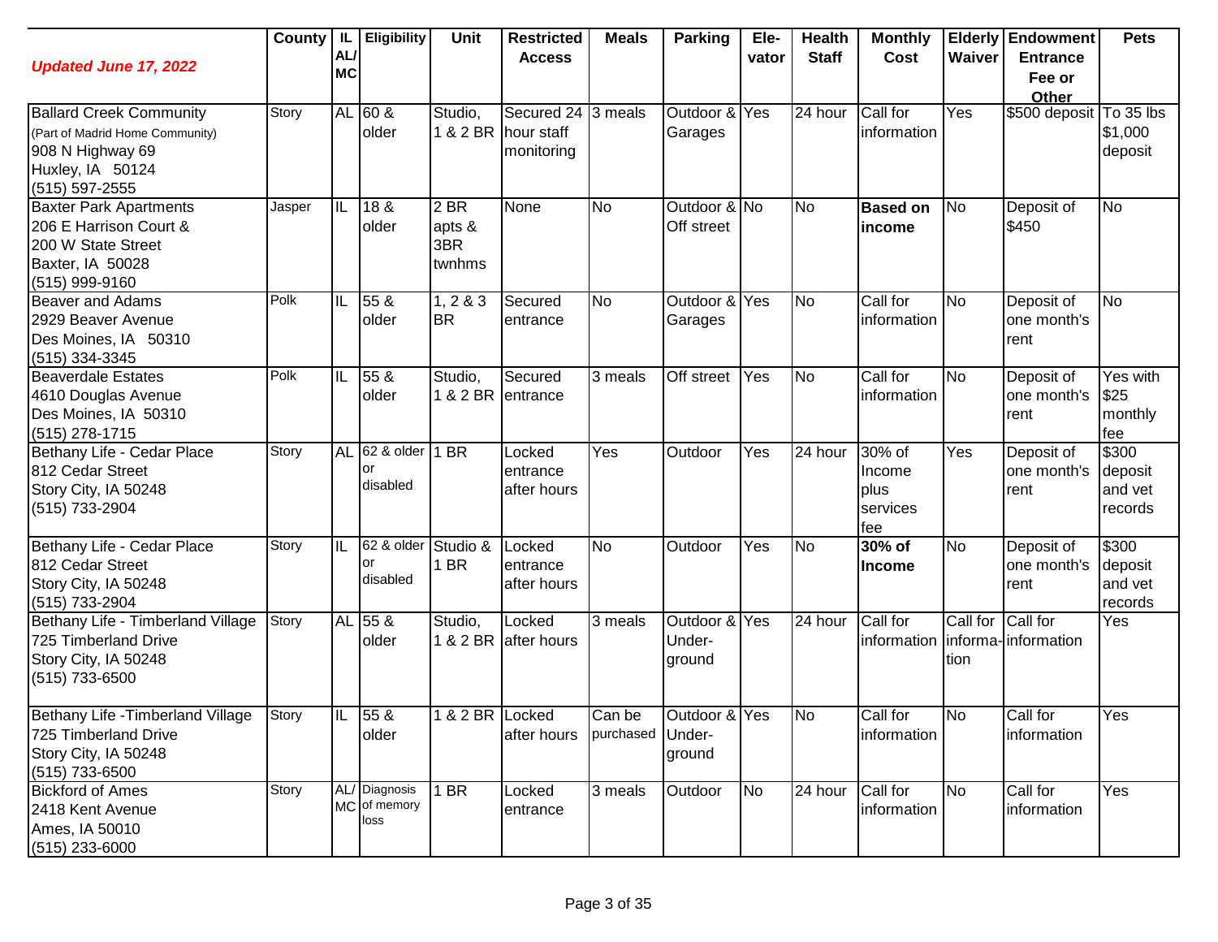| *Updated June 17, 2022* | County | IL AL/ MC | Eligibility | Unit | Restricted Access | Meals | Parking | Ele- vator | Health Staff | Monthly Cost | Elderly Waiver | Endowment Entrance Fee or Other | Pets |
|---|---|---|---|---|---|---|---|---|---|---|---|---|---|
| Ballard Creek Community (Part of Madrid Home Community) 908 N Highway 69 Huxley, IA 50124 (515) 597-2555 | Story | AL | 60 & older | Studio, 1 & 2 BR | Secured 24 hour staff monitoring | 3 meals | Outdoor & Garages | Yes | 24 hour | Call for information | Yes | $500 deposit | To 35 lbs $1,000 deposit |
| Baxter Park Apartments 206 E Harrison Court & 200 W State Street Baxter, IA 50028 (515) 999-9160 | Jasper | IL | 18 & older | 2 BR apts & 3BR twnhms | None | No | Outdoor & Off street | No | No | **Based on income** | No | Deposit of $450 | No |
| Beaver and Adams 2929 Beaver Avenue Des Moines, IA 50310 (515) 334-3345 | Polk | IL | 55 & older | 1, 2 & 3 BR | Secured entrance | No | Outdoor & Garages | Yes | No | Call for information | No | Deposit of one month's rent | No |
| Beaverdale Estates 4610 Douglas Avenue Des Moines, IA 50310 (515) 278-1715 | Polk | IL | 55 & older | Studio, 1 & 2 BR | Secured entrance | 3 meals | Off street | Yes | No | Call for information | No | Deposit of one month's rent | Yes with $25 monthly fee |
| Bethany Life - Cedar Place 812 Cedar Street Story City, IA 50248 (515) 733-2904 | Story | AL | 62 & older or disabled | 1 BR | Locked entrance after hours | Yes | Outdoor | Yes | 24 hour | 30% of Income plus services fee | Yes | Deposit of one month's rent | $300 deposit and vet records |
| Bethany Life - Cedar Place 812 Cedar Street Story City, IA 50248 (515) 733-2904 | Story | IL | 62 & older or disabled | Studio & 1 BR | Locked entrance after hours | No | Outdoor | Yes | No | **30% of Income** | No | Deposit of one month's rent | $300 deposit and vet records |
| Bethany Life - Timberland Village 725 Timberland Drive Story City, IA 50248 (515) 733-6500 | Story | AL | 55 & older | Studio, 1 & 2 BR | Locked after hours | 3 meals | Outdoor & Under-ground | Yes | 24 hour | Call for information | Call for informa-tion | Call for information | Yes |
| Bethany Life -Timberland Village 725 Timberland Drive Story City, IA 50248 (515) 733-6500 | Story | IL | 55 & older | 1 & 2 BR | Locked after hours | Can be purchased | Outdoor & Under-ground | Yes | No | Call for information | No | Call for information | Yes |
| Bickford of Ames 2418 Kent Avenue Ames, IA 50010 (515) 233-6000 | Story | AL/ MC | Diagnosis of memory loss | 1 BR | Locked entrance | 3 meals | Outdoor | No | 24 hour | Call for information | No | Call for information | Yes |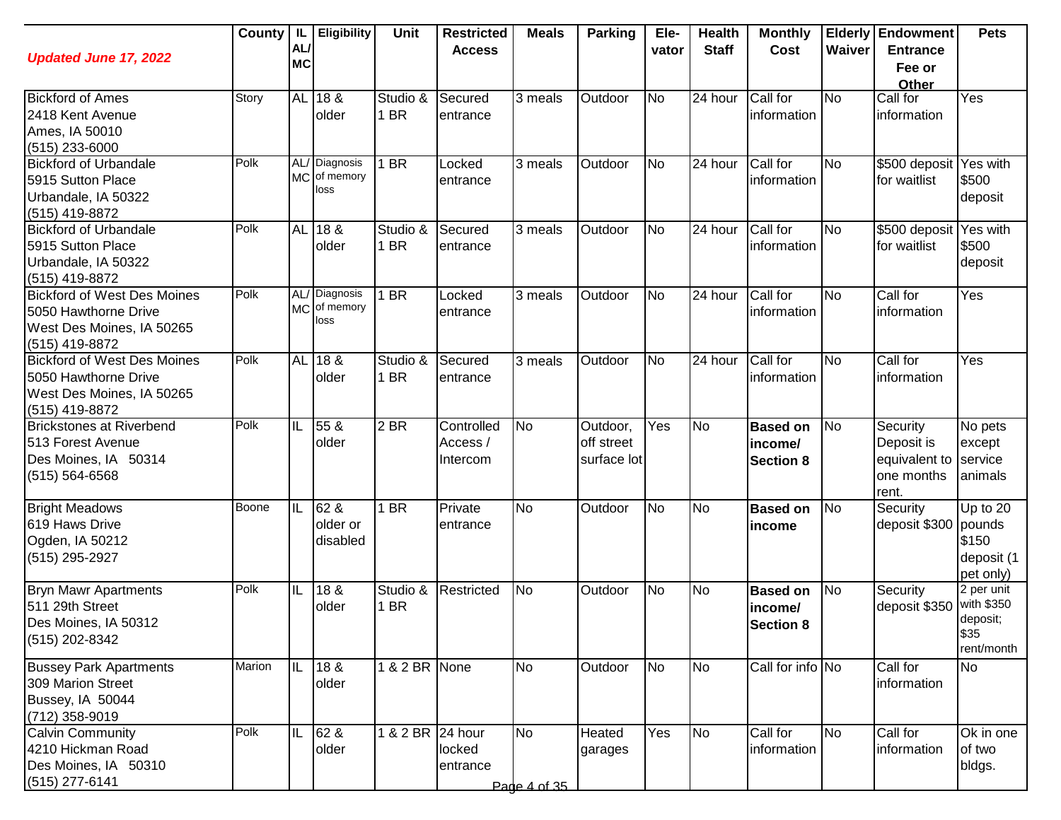| *Updated June 17, 2022* | County | IL AL/ MC | Eligibility | Unit | Restricted Access | Meals | Parking | Ele-vator | Health Staff | Monthly Cost | Elderly Waiver | Endowment Entrance Fee or Other | Pets |
|---|---|---|---|---|---|---|---|---|---|---|---|---|---|
| Bickford of Ames<br>2418 Kent Avenue<br>Ames, IA 50010<br>(515) 233-6000 | Story | AL | 18 & older | Studio & 1 BR | Secured entrance | 3 meals | Outdoor | No | 24 hour | Call for information | No | Call for information | Yes |
| Bickford of Urbandale<br>5915 Sutton Place<br>Urbandale, IA 50322<br>(515) 419-8872 | Polk | AL/ MC | Diagnosis of memory loss | 1 BR | Locked entrance | 3 meals | Outdoor | No | 24 hour | Call for information | No | $500 deposit for waitlist | Yes with $500 deposit |
| Bickford of Urbandale<br>5915 Sutton Place<br>Urbandale, IA 50322<br>(515) 419-8872 | Polk | AL | 18 & older | Studio & 1 BR | Secured entrance | 3 meals | Outdoor | No | 24 hour | Call for information | No | $500 deposit for waitlist | Yes with $500 deposit |
| Bickford of West Des Moines<br>5050 Hawthorne Drive<br>West Des Moines, IA 50265<br>(515) 419-8872 | Polk | AL/ MC | Diagnosis of memory loss | 1 BR | Locked entrance | 3 meals | Outdoor | No | 24 hour | Call for information | No | Call for information | Yes |
| Bickford of West Des Moines<br>5050 Hawthorne Drive<br>West Des Moines, IA 50265<br>(515) 419-8872 | Polk | AL | 18 & older | Studio & 1 BR | Secured entrance | 3 meals | Outdoor | No | 24 hour | Call for information | No | Call for information | Yes |
| Brickstones at Riverbend<br>513 Forest Avenue<br>Des Moines, IA 50314<br>(515) 564-6568 | Polk | IL | 55 & older | 2 BR | Controlled Access / Intercom | No | Outdoor, off street surface lot | Yes | No | **Based on income/ Section 8** | No | Security Deposit is equivalent to one months rent. | No pets except service animals |
| Bright Meadows<br>619 Haws Drive<br>Ogden, IA 50212<br>(515) 295-2927 | Boone | IL | 62 & older or disabled | 1 BR | Private entrance | No | Outdoor | No | No | **Based on income** | No | Security deposit $300 | Up to 20 pounds $150 deposit (1 pet only) |
| Bryn Mawr Apartments<br>511 29th Street<br>Des Moines, IA 50312<br>(515) 202-8342 | Polk | IL | 18 & older | Studio & 1 BR | Restricted | No | Outdoor | No | No | **Based on income/ Section 8** | No | Security deposit $350 | 2 per unit with $350 deposit; $35 rent/month |
| Bussey Park Apartments<br>309 Marion Street<br>Bussey, IA 50044<br>(712) 358-9019 | Marion | IL | 18 & older | 1 & 2 BR | None | No | Outdoor | No | No | Call for info | No | Call for information | No |
| Calvin Community<br>4210 Hickman Road<br>Des Moines, IA 50310<br>(515) 277-6141 | Polk | IL | 62 & older | 1 & 2 BR | 24 hour locked entrance | No | Heated garages | Yes | No | Call for information | No | Call for information | Ok in one of two bldgs. |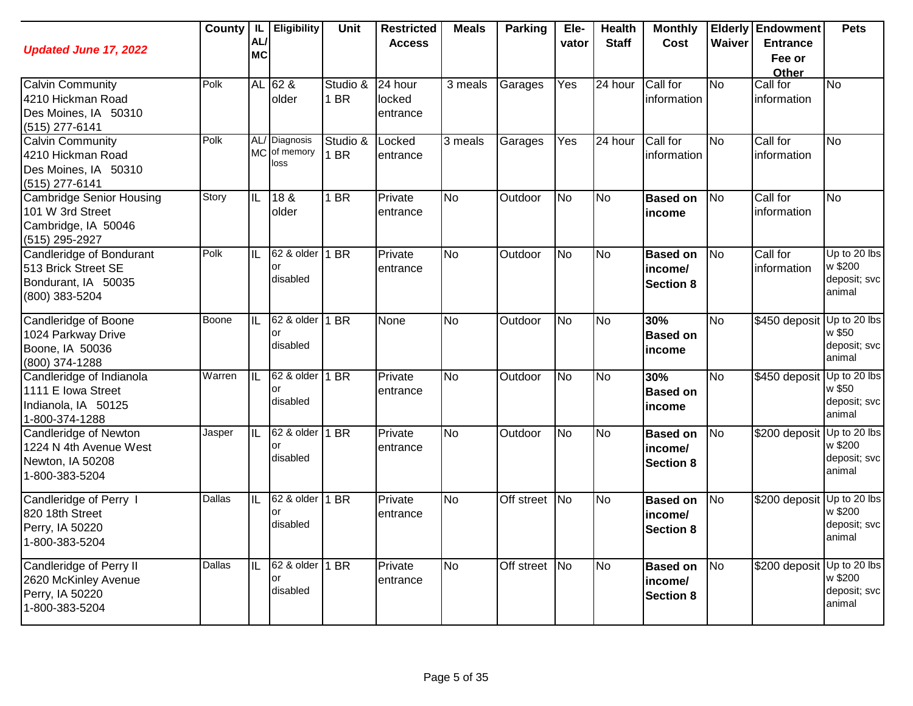| *Updated June 17, 2022* | County | IL AL/ MC | Eligibility | Unit | Restricted Access | Meals | Parking | Ele-vator | Health Staff | Monthly Cost | Elderly Waiver | Endowment Entrance Fee or Other | Pets |
|---|---|---|---|---|---|---|---|---|---|---|---|---|---|
| Calvin Community<br>4210 Hickman Road<br>Des Moines, IA 50310<br>(515) 277-6141 | Polk | AL | 62 & older | Studio & 1 BR | 24 hour locked entrance | 3 meals | Garages | Yes | 24 hour | Call for information | No | Call for information | No |
| Calvin Community<br>4210 Hickman Road<br>Des Moines, IA 50310<br>(515) 277-6141 | Polk | AL/ MC | Diagnosis of memory loss | Studio & 1 BR | Locked entrance | 3 meals | Garages | Yes | 24 hour | Call for information | No | Call for information | No |
| Cambridge Senior Housing<br>101 W 3rd Street<br>Cambridge, IA 50046<br>(515) 295-2927 | Story | IL | 18 & older | 1 BR | Private entrance | No | Outdoor | No | No | **Based on income** | No | Call for information | No |
| Candleridge of Bondurant<br>513 Brick Street SE<br>Bondurant, IA 50035<br>(800) 383-5204 | Polk | IL | 62 & older or disabled | 1 BR | Private entrance | No | Outdoor | No | No | **Based on income/ Section 8** | No | Call for information | Up to 20 lbs w $200 deposit; svc animal |
| Candleridge of Boone<br>1024 Parkway Drive<br>Boone, IA 50036<br>(800) 374-1288 | Boone | IL | 62 & older or disabled | 1 BR | None | No | Outdoor | No | No | **30% Based on income** | No | $450 deposit | Up to 20 lbs w $50 deposit; svc animal |
| Candleridge of Indianola<br>1111 E Iowa Street<br>Indianola, IA 50125<br>1-800-374-1288 | Warren | IL | 62 & older or disabled | 1 BR | Private entrance | No | Outdoor | No | No | **30% Based on income** | No | $450 deposit | Up to 20 lbs w $50 deposit; svc animal |
| Candleridge of Newton<br>1224 N 4th Avenue West<br>Newton, IA 50208<br>1-800-383-5204 | Jasper | IL | 62 & older or disabled | 1 BR | Private entrance | No | Outdoor | No | No | **Based on income/ Section 8** | No | $200 deposit | Up to 20 lbs w $200 deposit; svc animal |
| Candleridge of Perry I<br>820 18th Street<br>Perry, IA 50220<br>1-800-383-5204 | Dallas | IL | 62 & older or disabled | 1 BR | Private entrance | No | Off street | No | No | **Based on income/ Section 8** | No | $200 deposit | Up to 20 lbs w $200 deposit; svc animal |
| Candleridge of Perry II<br>2620 McKinley Avenue<br>Perry, IA 50220<br>1-800-383-5204 | Dallas | IL | 62 & older or disabled | 1 BR | Private entrance | No | Off street | No | No | **Based on income/ Section 8** | No | $200 deposit | Up to 20 lbs w $200 deposit; svc animal |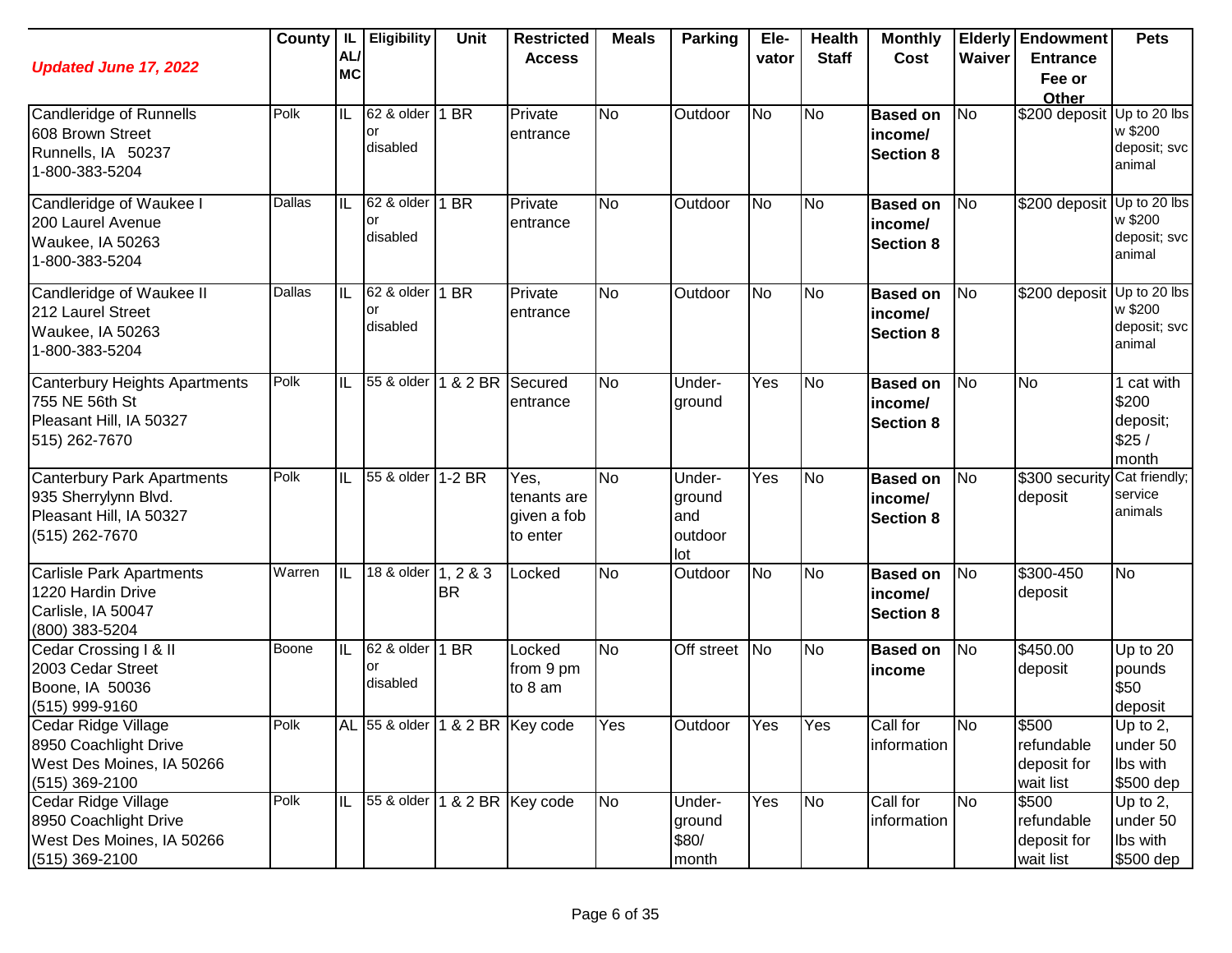| *Updated June 17, 2022* | County | IL AL/ MC | Eligibility | Unit | Restricted Access | Meals | Parking | Ele- vator | Health Staff | Monthly Cost | Elderly Waiver | Endowment Entrance Fee or Other | Pets |
|---|---|---|---|---|---|---|---|---|---|---|---|---|---|
| Candleridge of Runnells<br>608 Brown Street<br>Runnells, IA 50237<br>1-800-383-5204 | Polk | IL | 62 & older or disabled | 1 BR | Private entrance | No | Outdoor | No | No | **Based on income/ Section 8** | No | $200 deposit | Up to 20 lbs w $200 deposit; svc animal |
| Candleridge of Waukee I<br>200 Laurel Avenue<br>Waukee, IA 50263<br>1-800-383-5204 | Dallas | IL | 62 & older or disabled | 1 BR | Private entrance | No | Outdoor | No | No | **Based on income/ Section 8** | No | $200 deposit | Up to 20 lbs w $200 deposit; svc animal |
| Candleridge of Waukee II<br>212 Laurel Street<br>Waukee, IA 50263<br>1-800-383-5204 | Dallas | IL | 62 & older or disabled | 1 BR | Private entrance | No | Outdoor | No | No | **Based on income/ Section 8** | No | $200 deposit | Up to 20 lbs w $200 deposit; svc animal |
| Canterbury Heights Apartments<br>755 NE 56th St<br>Pleasant Hill, IA 50327<br>515) 262-7670 | Polk | IL | 55 & older | 1 & 2 BR | Secured entrance | No | Under-ground | Yes | No | **Based on income/ Section 8** | No | No | 1 cat with $200 deposit; $25 / month |
| Canterbury Park Apartments<br>935 Sherrylynn Blvd.<br>Pleasant Hill, IA 50327<br>(515) 262-7670 | Polk | IL | 55 & older | 1-2 BR | Yes, tenants are given a fob to enter | No | Under-ground and outdoor lot | Yes | No | **Based on income/ Section 8** | No | $300 security deposit | Cat friendly; service animals |
| Carlisle Park Apartments<br>1220 Hardin Drive<br>Carlisle, IA 50047<br>(800) 383-5204 | Warren | IL | 18 & older | 1, 2 & 3 BR | Locked | No | Outdoor | No | No | **Based on income/ Section 8** | No | $300-450 deposit | No |
| Cedar Crossing I & II<br>2003 Cedar Street<br>Boone, IA 50036<br>(515) 999-9160 | Boone | IL | 62 & older or disabled | 1 BR | Locked from 9 pm to 8 am | No | Off street | No | No | **Based on income** | No | $450.00 deposit | Up to 20 pounds $50 deposit |
| Cedar Ridge Village<br>8950 Coachlight Drive<br>West Des Moines, IA 50266<br>(515) 369-2100 | Polk | AL | 55 & older | 1 & 2 BR | Key code | Yes | Outdoor | Yes | Yes | Call for information | No | $500 refundable deposit for wait list | Up to 2, under 50 lbs with $500 dep |
| Cedar Ridge Village<br>8950 Coachlight Drive<br>West Des Moines, IA 50266<br>(515) 369-2100 | Polk | IL | 55 & older | 1 & 2 BR | Key code | No | Under-ground $80/ month | Yes | No | Call for information | No | $500 refundable deposit for wait list | Up to 2, under 50 lbs with $500 dep |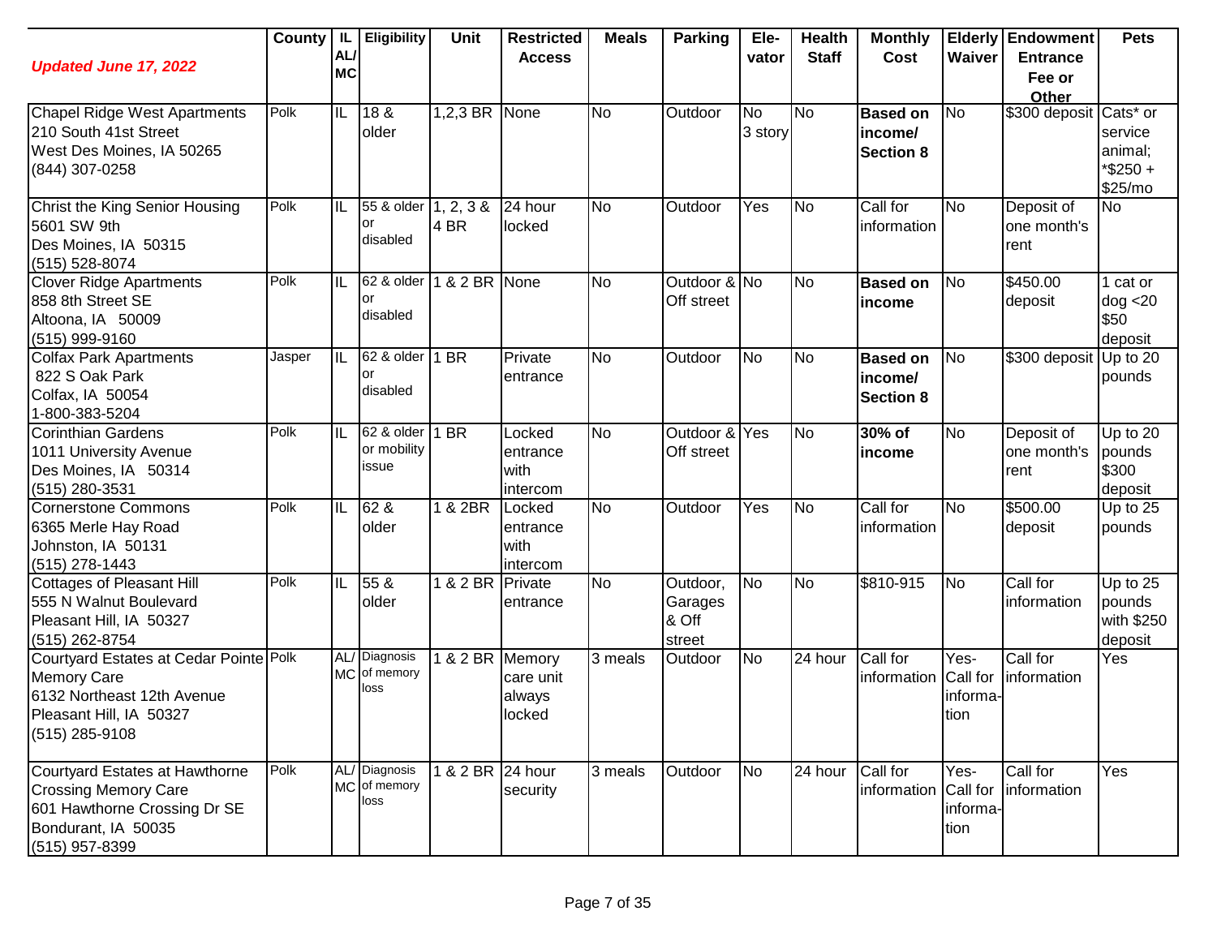| *Updated June 17, 2022* | County | IL AL/ MC | Eligibility | Unit | Restricted Access | Meals | Parking | Ele-vator | Health Staff | Monthly Cost | Elderly Waiver | Endowment Entrance Fee or Other | Pets |
|---|---|---|---|---|---|---|---|---|---|---|---|---|---|
| Chapel Ridge West Apartments<br>210 South 41st Street<br>West Des Moines, IA 50265<br>(844) 307-0258 | Polk | IL | 18 & older | 1,2,3 BR | None | No | Outdoor | No 3 story | No | **Based on income/ Section 8** | No | $300 deposit | Cats* or service animal; *$250 + $25/mo |
| Christ the King Senior Housing<br>5601 SW 9th<br>Des Moines, IA 50315<br>(515) 528-8074 | Polk | IL | 55 & older or disabled | 1, 2, 3 & 4 BR | 24 hour locked | No | Outdoor | Yes | No | Call for information | No | Deposit of one month's rent | No |
| Clover Ridge Apartments<br>858 8th Street SE<br>Altoona, IA 50009<br>(515) 999-9160 | Polk | IL | 62 & older or disabled | 1 & 2 BR | None | No | Outdoor & Off street | No | No | **Based on income** | No | $450.00 deposit | 1 cat or dog <20 $50 deposit |
| Colfax Park Apartments<br>822 S Oak Park<br>Colfax, IA 50054<br>1-800-383-5204 | Jasper | IL | 62 & older or disabled | 1 BR | Private entrance | No | Outdoor | No | No | **Based on income/ Section 8** | No | $300 deposit | Up to 20 pounds |
| Corinthian Gardens<br>1011 University Avenue<br>Des Moines, IA 50314<br>(515) 280-3531 | Polk | IL | 62 & older or mobility issue | 1 BR | Locked entrance with intercom | No | Outdoor & Off street | Yes | No | **30% of income** | No | Deposit of one month's rent | Up to 20 pounds $300 deposit |
| Cornerstone Commons<br>6365 Merle Hay Road<br>Johnston, IA 50131<br>(515) 278-1443 | Polk | IL | 62 & older | 1 & 2BR | Locked entrance with intercom | No | Outdoor | Yes | No | Call for information | No | $500.00 deposit | Up to 25 pounds |
| Cottages of Pleasant Hill<br>555 N Walnut Boulevard<br>Pleasant Hill, IA 50327<br>(515) 262-8754 | Polk | IL | 55 & older | 1 & 2 BR | Private entrance | No | Outdoor, Garages & Off street | No | No | $810-915 | No | Call for information | Up to 25 pounds with $250 deposit |
| Courtyard Estates at Cedar Pointe Memory Care<br>6132 Northeast 12th Avenue<br>Pleasant Hill, IA 50327<br>(515) 285-9108 | Polk | AL/ MC | Diagnosis of memory loss | 1 & 2 BR | Memory care unit always locked | 3 meals | Outdoor | No | 24 hour | Call for information | Yes- Call for information | Call for information | Yes |
| Courtyard Estates at Hawthorne Crossing Memory Care<br>601 Hawthorne Crossing Dr SE<br>Bondurant, IA 50035<br>(515) 957-8399 | Polk | AL/ MC | Diagnosis of memory loss | 1 & 2 BR | 24 hour security | 3 meals | Outdoor | No | 24 hour | Call for information | Yes- Call for information | Call for information | Yes |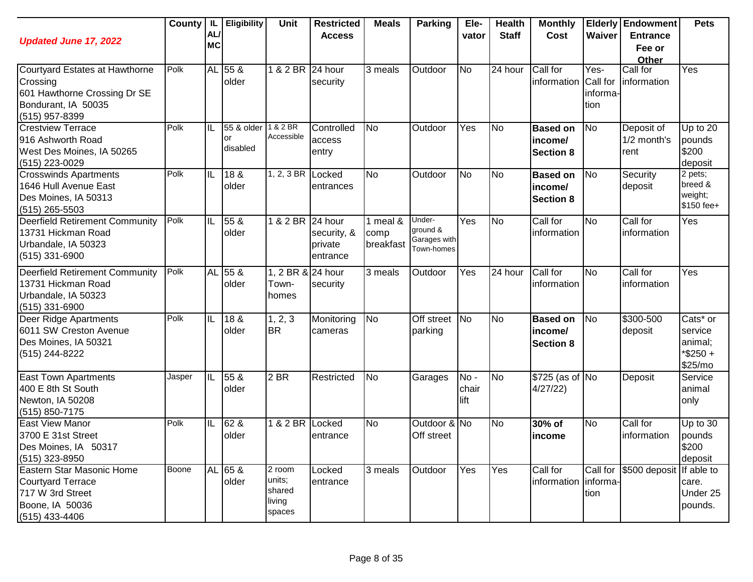| *Updated June 17, 2022* | County | IL AL/ MC | Eligibility | Unit | Restricted Access | Meals | Parking | Ele- vator | Health Staff | Monthly Cost | Elderly Waiver | Endowment Entrance Fee or Other | Pets |
|---|---|---|---|---|---|---|---|---|---|---|---|---|---|
| Courtyard Estates at Hawthorne Crossing<br>601 Hawthorne Crossing Dr SE<br>Bondurant, IA 50035<br>(515) 957-8399 | Polk | AL | 55 & older | 1 & 2 BR | 24 hour security | 3 meals | Outdoor | No | 24 hour | Call for information | Yes- Call for information | Call for information | Yes |
| Crestview Terrace<br>916 Ashworth Road<br>West Des Moines, IA 50265<br>(515) 223-0029 | Polk | IL | 55 & older or disabled | 1 & 2 BR Accessible | Controlled access entry | No | Outdoor | Yes | No | **Based on income/ Section 8** | No | Deposit of 1/2 month's rent | Up to 20 pounds $200 deposit |
| Crosswinds Apartments<br>1646 Hull Avenue East<br>Des Moines, IA 50313<br>(515) 265-5503 | Polk | IL | 18 & older | 1, 2, 3 BR | Locked entrances | No | Outdoor | No | No | **Based on income/ Section 8** | No | Security deposit | 2 pets; breed & weight; $150 fee+ |
| Deerfield Retirement Community<br>13731 Hickman Road<br>Urbandale, IA 50323<br>(515) 331-6900 | Polk | IL | 55 & older | 1 & 2 BR | 24 hour security, & private entrance | 1 meal & comp breakfast | Under-ground & Garages with Town-homes | Yes | No | Call for information | No | Call for information | Yes |
| Deerfield Retirement Community<br>13731 Hickman Road<br>Urbandale, IA 50323<br>(515) 331-6900 | Polk | AL | 55 & older | 1, 2 BR & Town-homes | 24 hour security | 3 meals | Outdoor | Yes | 24 hour | Call for information | No | Call for information | Yes |
| Deer Ridge Apartments<br>6011 SW Creston Avenue<br>Des Moines, IA 50321<br>(515) 244-8222 | Polk | IL | 18 & older | 1, 2, 3 BR | Monitoring cameras | No | Off street parking | No | No | **Based on income/ Section 8** | No | $300-500 deposit | Cats* or service animal; *$250 + $25/mo |
| East Town Apartments<br>400 E 8th St South<br>Newton, IA 50208<br>(515) 850-7175 | Jasper | IL | 55 & older | 2 BR | Restricted | No | Garages | No - chair lift | No | $725 (as of 4/27/22) | No | Deposit | Service animal only |
| East View Manor<br>3700 E 31st Street<br>Des Moines, IA 50317<br>(515) 323-8950 | Polk | IL | 62 & older | 1 & 2 BR | Locked entrance | No | Outdoor & Off street | No | No | **30% of income** | No | Call for information | Up to 30 pounds $200 deposit |
| Eastern Star Masonic Home Courtyard Terrace<br>717 W 3rd Street<br>Boone, IA 50036<br>(515) 433-4406 | Boone | AL | 65 & older | 2 room units; shared living spaces | Locked entrance | 3 meals | Outdoor | Yes | Yes | Call for information | Call for information | $500 deposit | If able to care. Under 25 pounds. |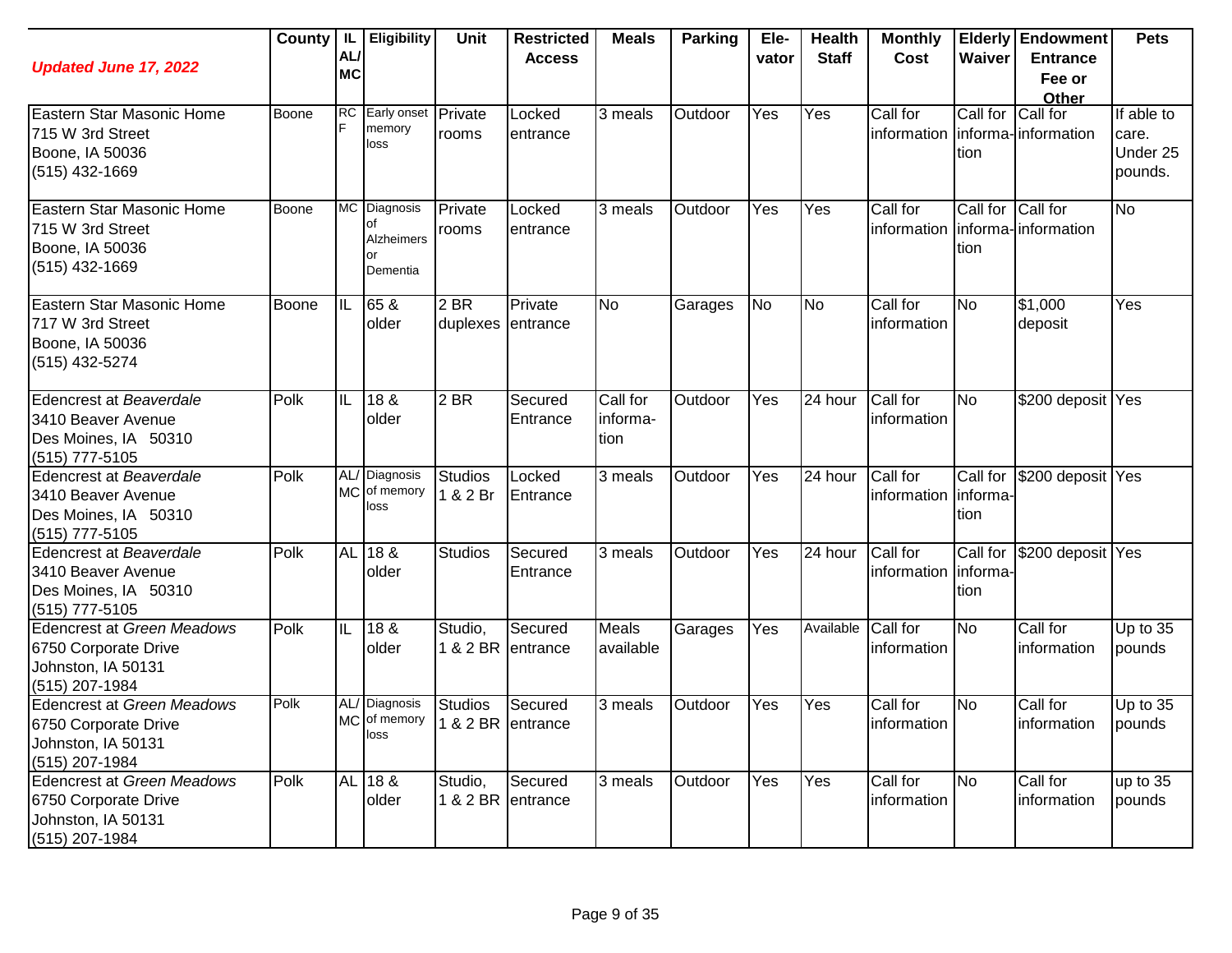| *Updated June 17, 2022* | County | IL AL/ MC | Eligibility | Unit | Restricted Access | Meals | Parking | Ele-vator | Health Staff | Monthly Cost | Elderly Waiver | Endowment Entrance Fee or Other | Pets |
|---|---|---|---|---|---|---|---|---|---|---|---|---|---|
| Eastern Star Masonic Home<br>715 W 3rd Street<br>Boone, IA 50036<br>(515) 432-1669 | Boone | RCF | Early onset memory loss | Private rooms | Locked entrance | 3 meals | Outdoor | Yes | Yes | Call for information | Call for informa-tion | Call for information | If able to care. Under 25 pounds. |
| Eastern Star Masonic Home<br>715 W 3rd Street<br>Boone, IA 50036<br>(515) 432-1669 | Boone | MC | Diagnosis of Alzheimers or Dementia | Private rooms | Locked entrance | 3 meals | Outdoor | Yes | Yes | Call for information | Call for informa-tion | Call for information | No |
| Eastern Star Masonic Home<br>717 W 3rd Street<br>Boone, IA 50036<br>(515) 432-5274 | Boone | IL | 65 & older | 2 BR duplexes | Private entrance | No | Garages | No | No | Call for information | No | $1,000 deposit | Yes |
| Edencrest at *Beaverdale*<br>3410 Beaver Avenue<br>Des Moines, IA 50310<br>(515) 777-5105 | Polk | IL | 18 & older | 2 BR | Secured Entrance | Call for informa-tion | Outdoor | Yes | 24 hour | Call for information | No | $200 deposit | Yes |
| Edencrest at *Beaverdale*<br>3410 Beaver Avenue<br>Des Moines, IA 50310<br>(515) 777-5105 | Polk | AL/ MC | Diagnosis of memory loss | Studios 1 & 2 Br | Locked Entrance | 3 meals | Outdoor | Yes | 24 hour | Call for information | Call for informa-tion | $200 deposit | Yes |
| Edencrest at *Beaverdale*<br>3410 Beaver Avenue<br>Des Moines, IA 50310<br>(515) 777-5105 | Polk | AL | 18 & older | Studios | Secured Entrance | 3 meals | Outdoor | Yes | 24 hour | Call for information | Call for informa-tion | $200 deposit | Yes |
| Edencrest at *Green Meadows*<br>6750 Corporate Drive<br>Johnston, IA 50131<br>(515) 207-1984 | Polk | IL | 18 & older | Studio, 1 & 2 BR | Secured entrance | Meals available | Garages | Yes | Available | Call for information | No | Call for information | Up to 35 pounds |
| Edencrest at *Green Meadows*<br>6750 Corporate Drive<br>Johnston, IA 50131<br>(515) 207-1984 | Polk | AL/ MC | Diagnosis of memory loss | Studios 1 & 2 BR | Secured entrance | 3 meals | Outdoor | Yes | Yes | Call for information | No | Call for information | Up to 35 pounds |
| Edencrest at *Green Meadows*<br>6750 Corporate Drive<br>Johnston, IA 50131<br>(515) 207-1984 | Polk | AL | 18 & older | Studio, 1 & 2 BR | Secured entrance | 3 meals | Outdoor | Yes | Yes | Call for information | No | Call for information | up to 35 pounds |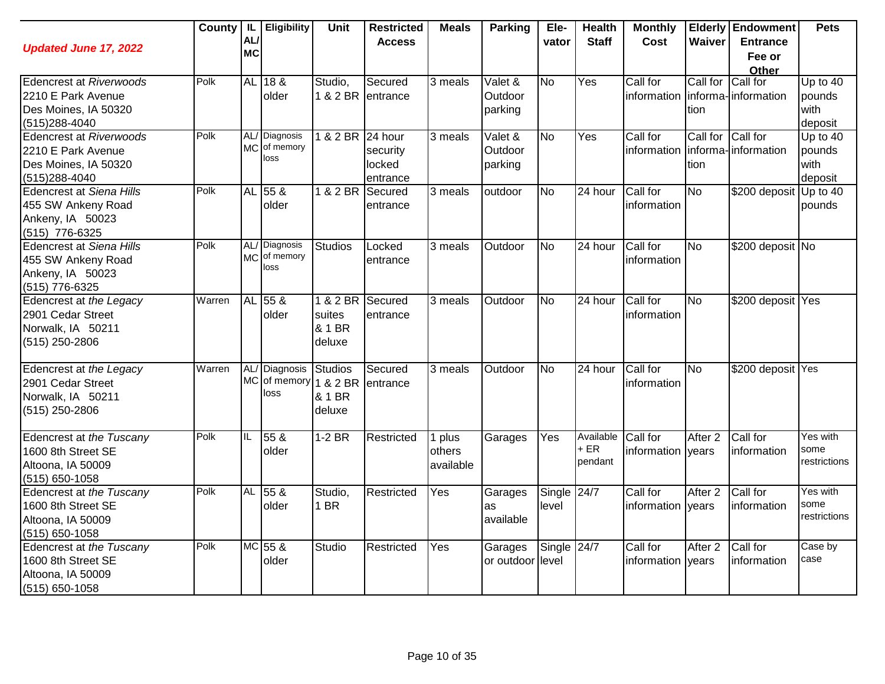| *Updated June 17, 2022* | County | IL AL/ MC | Eligibility | Unit | Restricted Access | Meals | Parking | Ele-vator | Health Staff | Monthly Cost | Elderly Waiver | Endowment Entrance Fee or Other | Pets |
|---|---|---|---|---|---|---|---|---|---|---|---|---|---|
| Edencrest at *Riverwoods*<br>2210 E Park Avenue<br>Des Moines, IA 50320<br>(515)288-4040 | Polk | AL | 18 & older | Studio, 1 & 2 BR | Secured entrance | 3 meals | Valet & Outdoor parking | No | Yes | Call for information | Call for information | Call for information | Up to 40 pounds with deposit |
| Edencrest at *Riverwoods*<br>2210 E Park Avenue<br>Des Moines, IA 50320<br>(515)288-4040 | Polk | AL/ MC | Diagnosis of memory loss | 1 & 2 BR | 24 hour security locked entrance | 3 meals | Valet & Outdoor parking | No | Yes | Call for information | Call for information | Call for information | Up to 40 pounds with deposit |
| Edencrest at *Siena Hills*<br>455 SW Ankeny Road<br>Ankeny, IA 50023<br>(515) 776-6325 | Polk | AL | 55 & older | 1 & 2 BR | Secured entrance | 3 meals | outdoor | No | 24 hour | Call for information | No | $200 deposit | Up to 40 pounds |
| Edencrest at *Siena Hills*<br>455 SW Ankeny Road<br>Ankeny, IA 50023<br>(515) 776-6325 | Polk | AL/ MC | Diagnosis of memory loss | Studios | Locked entrance | 3 meals | Outdoor | No | 24 hour | Call for information | No | $200 deposit | No |
| Edencrest at *the Legacy*<br>2901 Cedar Street<br>Norwalk, IA 50211<br>(515) 250-2806 | Warren | AL | 55 & older | 1 & 2 BR suites & 1 BR deluxe | Secured entrance | 3 meals | Outdoor | No | 24 hour | Call for information | No | $200 deposit | Yes |
| Edencrest at *the Legacy*<br>2901 Cedar Street<br>Norwalk, IA 50211<br>(515) 250-2806 | Warren | AL/ MC | Diagnosis of memory loss | Studios 1 & 2 BR & 1 BR deluxe | Secured entrance | 3 meals | Outdoor | No | 24 hour | Call for information | No | $200 deposit | Yes |
| Edencrest at *the Tuscany*<br>1600 8th Street SE<br>Altoona, IA 50009<br>(515) 650-1058 | Polk | IL | 55 & older | 1-2 BR | Restricted | 1 plus others available | Garages | Yes | Available + ER pendant | Call for information | After 2 years | Call for information | Yes with some restrictions |
| Edencrest at *the Tuscany*<br>1600 8th Street SE<br>Altoona, IA 50009<br>(515) 650-1058 | Polk | AL | 55 & older | Studio, 1 BR | Restricted | Yes | Garages as available | Single level | 24/7 | Call for information | After 2 years | Call for information | Yes with some restrictions |
| Edencrest at *the Tuscany*<br>1600 8th Street SE<br>Altoona, IA 50009<br>(515) 650-1058 | Polk | MC | 55 & older | Studio | Restricted | Yes | Garages or outdoor | Single level | 24/7 | Call for information | After 2 years | Call for information | Case by case |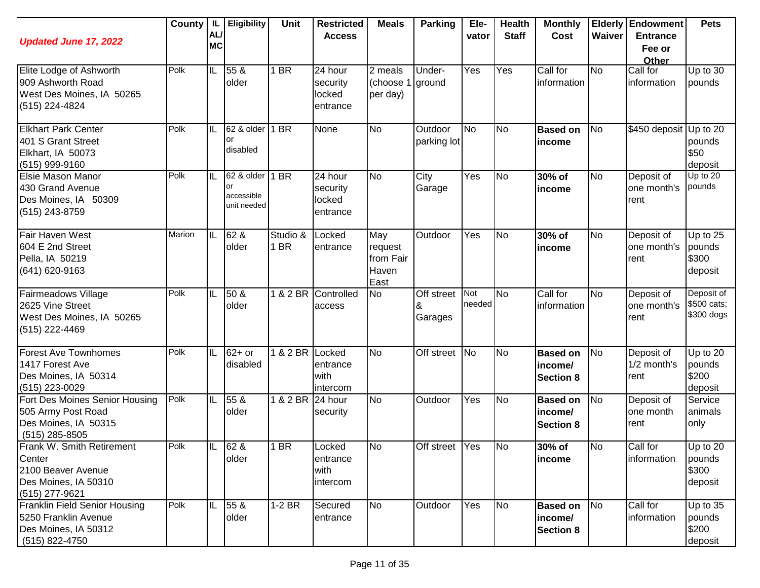| *Updated June 17, 2022* | County | IL AL/ MC | Eligibility | Unit | Restricted Access | Meals | Parking | Ele-vator | Health Staff | Monthly Cost | Elderly Waiver | Endowment Entrance Fee or Other | Pets |
|---|---|---|---|---|---|---|---|---|---|---|---|---|---|
| Elite Lodge of Ashworth<br>909 Ashworth Road<br>West Des Moines, IA 50265<br>(515) 224-4824 | Polk | IL | 55 & older | 1 BR | 24 hour security locked entrance | 2 meals (choose 1 per day) | Under-ground | Yes | Yes | Call for information | No | Call for information | Up to 30 pounds |
| Elkhart Park Center<br>401 S Grant Street<br>Elkhart, IA 50073<br>(515) 999-9160 | Polk | IL | 62 & older or disabled | 1 BR | None | No | Outdoor parking lot | No | No | **Based on income** | No | $450 deposit | Up to 20 pounds $50 deposit |
| Elsie Mason Manor<br>430 Grand Avenue<br>Des Moines, IA 50309<br>(515) 243-8759 | Polk | IL | 62 & older or accessible unit needed | 1 BR | 24 hour security locked entrance | No | City Garage | Yes | No | **30% of income** | No | Deposit of one month's rent | Up to 20 pounds |
| Fair Haven West<br>604 E 2nd Street<br>Pella, IA 50219<br>(641) 620-9163 | Marion | IL | 62 & older | Studio & 1 BR | Locked entrance | May request from Fair Haven East | Outdoor | Yes | No | **30% of income** | No | Deposit of one month's rent | Up to 25 pounds $300 deposit |
| Fairmeadows Village<br>2625 Vine Street<br>West Des Moines, IA 50265<br>(515) 222-4469 | Polk | IL | 50 & older | 1 & 2 BR | Controlled access | No | Off street & Garages | Not needed | No | Call for information | No | Deposit of one month's rent | Deposit of $500 cats; $300 dogs |
| Forest Ave Townhomes<br>1417 Forest Ave<br>Des Moines, IA 50314<br>(515) 223-0029 | Polk | IL | 62+ or disabled | 1 & 2 BR | Locked entrance with intercom | No | Off street | No | No | **Based on income/ Section 8** | No | Deposit of 1/2 month's rent | Up to 20 pounds $200 deposit |
| Fort Des Moines Senior Housing<br>505 Army Post Road<br>Des Moines, IA 50315<br>(515) 285-8505 | Polk | IL | 55 & older | 1 & 2 BR | 24 hour security | No | Outdoor | Yes | No | **Based on income/ Section 8** | No | Deposit of one month rent | Service animals only |
| Frank W. Smith Retirement Center<br>2100 Beaver Avenue<br>Des Moines, IA 50310<br>(515) 277-9621 | Polk | IL | 62 & older | 1 BR | Locked entrance with intercom | No | Off street | Yes | No | **30% of income** | No | Call for information | Up to 20 pounds $300 deposit |
| Franklin Field Senior Housing<br>5250 Franklin Avenue<br>Des Moines, IA 50312<br>(515) 822-4750 | Polk | IL | 55 & older | 1-2 BR | Secured entrance | No | Outdoor | Yes | No | **Based on income/ Section 8** | No | Call for information | Up to 35 pounds $200 deposit |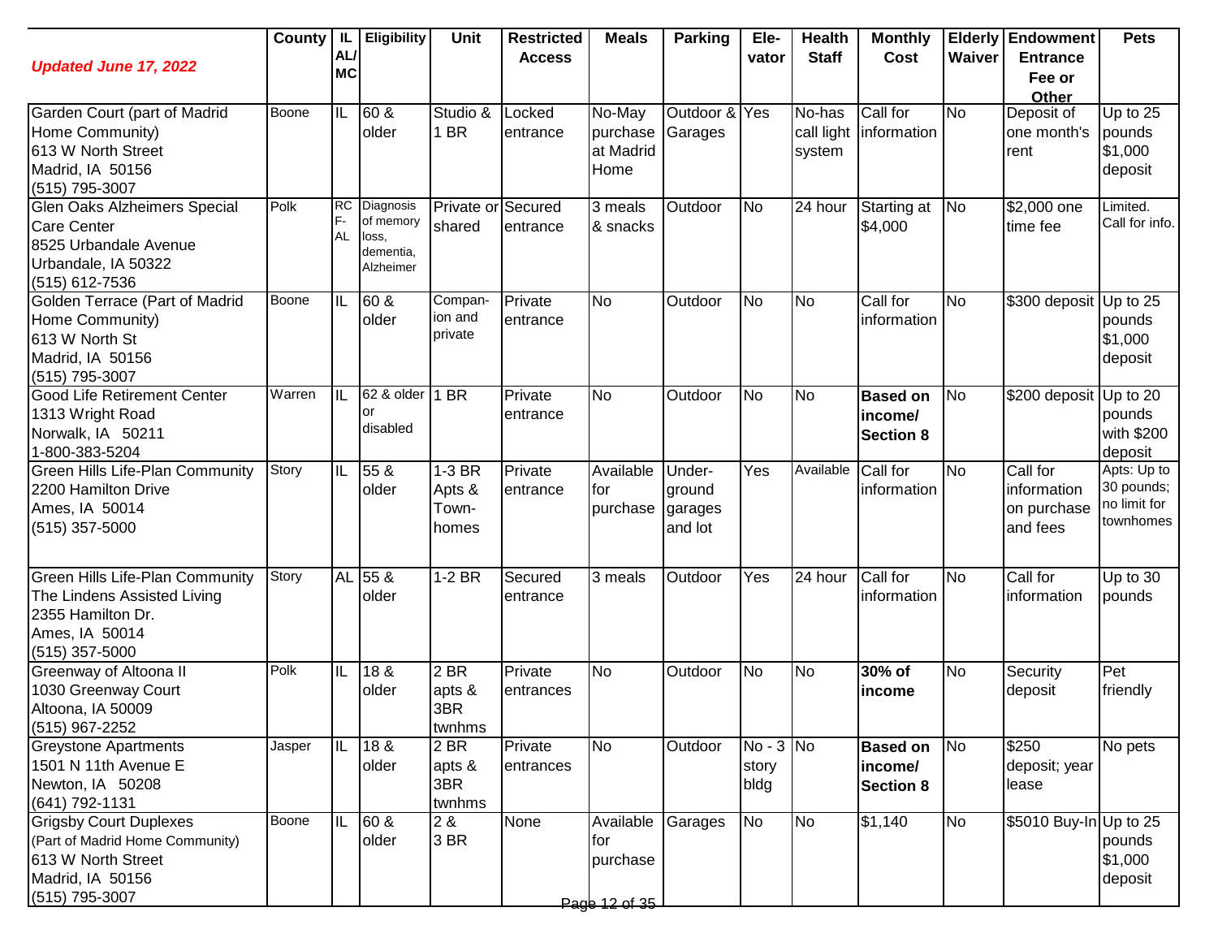| *Updated June 17, 2022* | County | IL AL/ MC | Eligibility | Unit | Restricted Access | Meals | Parking | Ele-vator | Health Staff | Monthly Cost | Elderly Waiver | Endowment Entrance Fee or Other | Pets |
|---|---|---|---|---|---|---|---|---|---|---|---|---|---|
| Garden Court (part of Madrid Home Community)<br>613 W North Street<br>Madrid, IA 50156<br>(515) 795-3007 | Boone | IL | 60 & older | Studio & 1 BR | Locked entrance | No-May purchase at Madrid Home | Outdoor & Garages | Yes | No-has call light system | Call for information | No | Deposit of one month's rent | Up to 25 pounds $1,000 deposit |
| Glen Oaks Alzheimers Special Care Center<br>8525 Urbandale Avenue<br>Urbandale, IA 50322<br>(515) 612-7536 | Polk | RCF-AL | Diagnosis of memory loss, dementia, Alzheimer | Private or shared | Secured entrance | 3 meals & snacks | Outdoor | No | 24 hour | Starting at $4,000 | No | $2,000 one time fee | Limited. Call for info. |
| Golden Terrace (Part of Madrid Home Community)<br>613 W North St<br>Madrid, IA 50156<br>(515) 795-3007 | Boone | IL | 60 & older | Companion and private | Private entrance | No | Outdoor | No | No | Call for information | No | $300 deposit | Up to 25 pounds $1,000 deposit |
| Good Life Retirement Center<br>1313 Wright Road<br>Norwalk, IA 50211<br>1-800-383-5204 | Warren | IL | 62 & older or disabled | 1 BR | Private entrance | No | Outdoor | No | No | **Based on income/ Section 8** | No | $200 deposit | Up to 20 pounds with $200 deposit |
| Green Hills Life-Plan Community<br>2200 Hamilton Drive<br>Ames, IA 50014<br>(515) 357-5000 | Story | IL | 55 & older | 1-3 BR Apts & Town-homes | Private entrance | Available for purchase | Under-ground garages and lot | Yes | Available | Call for information | No | Call for information on purchase and fees | Apts: Up to 30 pounds; no limit for townhomes |
| Green Hills Life-Plan Community<br>The Lindens Assisted Living<br>2355 Hamilton Dr.<br>Ames, IA 50014<br>(515) 357-5000 | Story | AL | 55 & older | 1-2 BR | Secured entrance | 3 meals | Outdoor | Yes | 24 hour | Call for information | No | Call for information | Up to 30 pounds |
| Greenway of Altoona II<br>1030 Greenway Court<br>Altoona, IA 50009<br>(515) 967-2252 | Polk | IL | 18 & older | 2 BR apts & 3BR twnhms | Private entrances | No | Outdoor | No | No | **30% of income** | No | Security deposit | Pet friendly |
| Greystone Apartments<br>1501 N 11th Avenue E<br>Newton, IA 50208<br>(641) 792-1131 | Jasper | IL | 18 & older | 2 BR apts & 3BR twnhms | Private entrances | No | Outdoor | No - 3 story bldg | No | **Based on income/ Section 8** | No | $250 deposit; year lease | No pets |
| Grigsby Court Duplexes<br>(Part of Madrid Home Community)<br>613 W North Street<br>Madrid, IA 50156<br>(515) 795-3007 | Boone | IL | 60 & older | 2 & 3 BR | None | Available for purchase | Garages | No | No | $1,140 | No | $5010 Buy-In | Up to 25 pounds $1,000 deposit |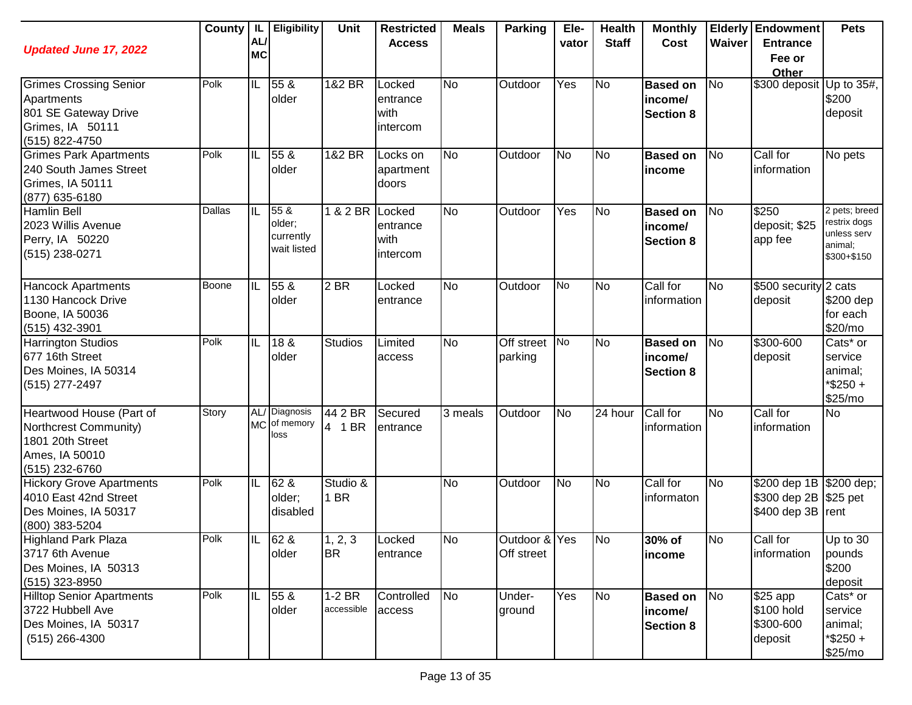| *Updated June 17, 2022* | County | IL AL/ MC | Eligibility | Unit | Restricted Access | Meals | Parking | Ele-vator | Health Staff | Monthly Cost | Elderly Waiver | Endowment Entrance Fee or Other | Pets |
|---|---|---|---|---|---|---|---|---|---|---|---|---|---|
| Grimes Crossing Senior Apartments 801 SE Gateway Drive Grimes, IA 50111 (515) 822-4750 | Polk | IL | 55 & older | 1&2 BR | Locked entrance with intercom | No | Outdoor | Yes | No | **Based on income/ Section 8** | No | $300 deposit | Up to 35#, $200 deposit |
| Grimes Park Apartments 240 South James Street Grimes, IA 50111 (877) 635-6180 | Polk | IL | 55 & older | 1&2 BR | Locks on apartment doors | No | Outdoor | No | No | **Based on income** | No | Call for information | No pets |
| Hamlin Bell 2023 Willis Avenue Perry, IA 50220 (515) 238-0271 | Dallas | IL | 55 & older; currently wait listed | 1 & 2 BR | Locked entrance with intercom | No | Outdoor | Yes | No | **Based on income/ Section 8** | No | $250 deposit; $25 app fee | 2 pets; breed restrix dogs unless serv animal; $300+$150 |
| Hancock Apartments 1130 Hancock Drive Boone, IA 50036 (515) 432-3901 | Boone | IL | 55 & older | 2 BR | Locked entrance | No | Outdoor | No | No | Call for information | No | $500 security deposit | 2 cats $200 dep for each $20/mo |
| Harrington Studios 677 16th Street Des Moines, IA 50314 (515) 277-2497 | Polk | IL | 18 & older | Studios | Limited access | No | Off street parking | No | No | **Based on income/ Section 8** | No | $300-600 deposit | Cats* or service animal; *$250 + $25/mo |
| Heartwood House (Part of Northcrest Community) 1801 20th Street Ames, IA 50010 (515) 232-6760 | Story | AL/ MC | Diagnosis of memory loss | 44 2 BR 4 1 BR | Secured entrance | 3 meals | Outdoor | No | 24 hour | Call for information | No | Call for information | No |
| Hickory Grove Apartments 4010 East 42nd Street Des Moines, IA 50317 (800) 383-5204 | Polk | IL | 62 & older; disabled | Studio & 1 BR | | No | Outdoor | No | No | Call for informaton | No | $200 dep 1B $300 dep 2B $400 dep 3B | $200 dep; $25 pet rent |
| Highland Park Plaza 3717 6th Avenue Des Moines, IA 50313 (515) 323-8950 | Polk | IL | 62 & older | 1, 2, 3 BR | Locked entrance | No | Outdoor & Off street | Yes | No | **30% of income** | No | Call for information | Up to 30 pounds $200 deposit |
| Hilltop Senior Apartments 3722 Hubbell Ave Des Moines, IA 50317 (515) 266-4300 | Polk | IL | 55 & older | 1-2 BR accessible | Controlled access | No | Under-ground | Yes | No | **Based on income/ Section 8** | No | $25 app $100 hold $300-600 deposit | Cats* or service animal; *$250 + $25/mo |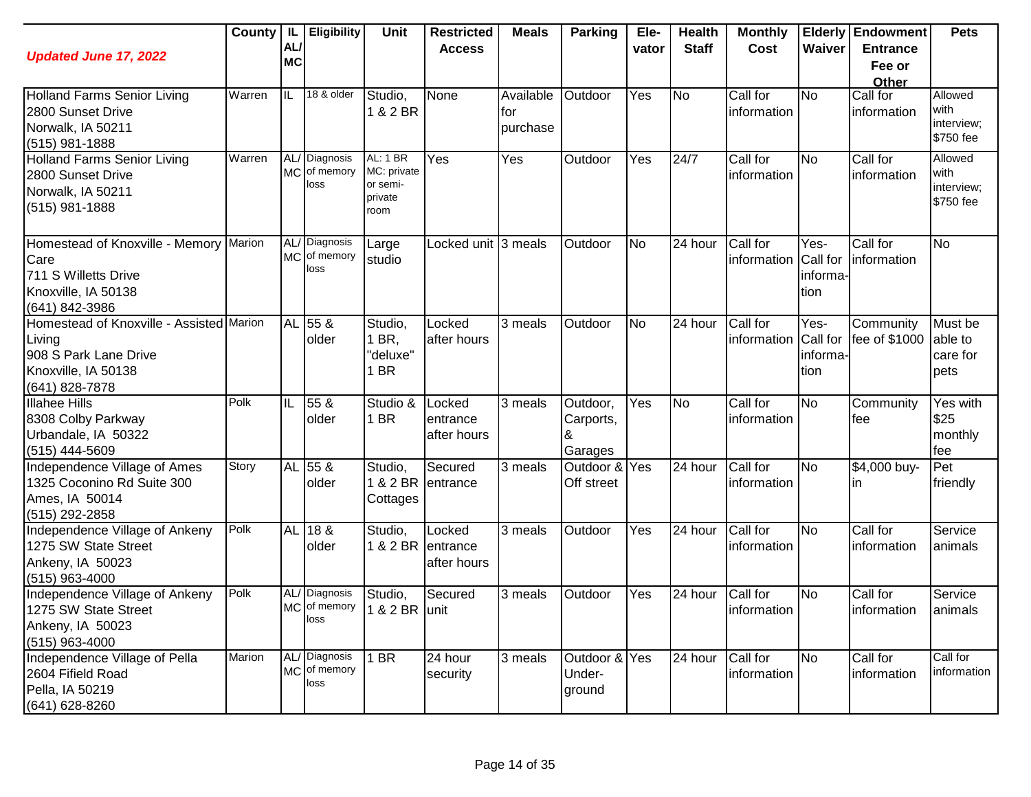| *Updated June 17, 2022* | County | IL AL/ MC | Eligibility | Unit | Restricted Access | Meals | Parking | Ele- vator | Health Staff | Monthly Cost | Elderly Waiver | Endowment Entrance Fee or Other | Pets |
|---|---|---|---|---|---|---|---|---|---|---|---|---|---|
| Holland Farms Senior Living<br>2800 Sunset Drive<br>Norwalk, IA 50211<br>(515) 981-1888 | Warren | IL | 18 & older | Studio, 1 & 2 BR | None | Available for purchase | Outdoor | Yes | No | Call for information | No | Call for information | Allowed with interview; $750 fee |
| Holland Farms Senior Living<br>2800 Sunset Drive<br>Norwalk, IA 50211<br>(515) 981-1888 | Warren | AL/ MC | Diagnosis of memory loss | AL: 1 BR MC: private or semi-private room | Yes | Yes | Outdoor | Yes | 24/7 | Call for information | No | Call for information | Allowed with interview; $750 fee |
| Homestead of Knoxville - Memory Care<br>711 S Willetts Drive<br>Knoxville, IA 50138<br>(641) 842-3986 | Marion | AL/ MC | Diagnosis of memory loss | Large studio | Locked unit | 3 meals | Outdoor | No | 24 hour | Call for information | Yes-Call for information | Call for information | No |
| Homestead of Knoxville - Assisted Living<br>908 S Park Lane Drive<br>Knoxville, IA 50138<br>(641) 828-7878 | Marion | AL | 55 & older | Studio, 1 BR, "deluxe" 1 BR | Locked after hours | 3 meals | Outdoor | No | 24 hour | Call for information | Yes-Call for information | Community fee of $1000 | Must be able to care for pets |
| Illahee Hills<br>8308 Colby Parkway<br>Urbandale, IA 50322<br>(515) 444-5609 | Polk | IL | 55 & older | Studio & 1 BR | Locked entrance after hours | 3 meals | Outdoor, Carports, & Garages | Yes | No | Call for information | No | Community fee | Yes with $25 monthly fee |
| Independence Village of Ames<br>1325 Coconino Rd Suite 300<br>Ames, IA 50014<br>(515) 292-2858 | Story | AL | 55 & older | Studio, 1 & 2 BR Cottages | Secured entrance | 3 meals | Outdoor & Off street | Yes | 24 hour | Call for information | No | $4,000 buy-in | Pet friendly |
| Independence Village of Ankeny<br>1275 SW State Street<br>Ankeny, IA 50023<br>(515) 963-4000 | Polk | AL | 18 & older | Studio, 1 & 2 BR | Locked entrance after hours | 3 meals | Outdoor | Yes | 24 hour | Call for information | No | Call for information | Service animals |
| Independence Village of Ankeny<br>1275 SW State Street<br>Ankeny, IA 50023<br>(515) 963-4000 | Polk | AL/ MC | Diagnosis of memory loss | Studio, 1 & 2 BR | Secured unit | 3 meals | Outdoor | Yes | 24 hour | Call for information | No | Call for information | Service animals |
| Independence Village of Pella<br>2604 Fifield Road<br>Pella, IA 50219<br>(641) 628-8260 | Marion | AL/ MC | Diagnosis of memory loss | 1 BR | 24 hour security | 3 meals | Outdoor & Under-ground | Yes | 24 hour | Call for information | No | Call for information | Call for information |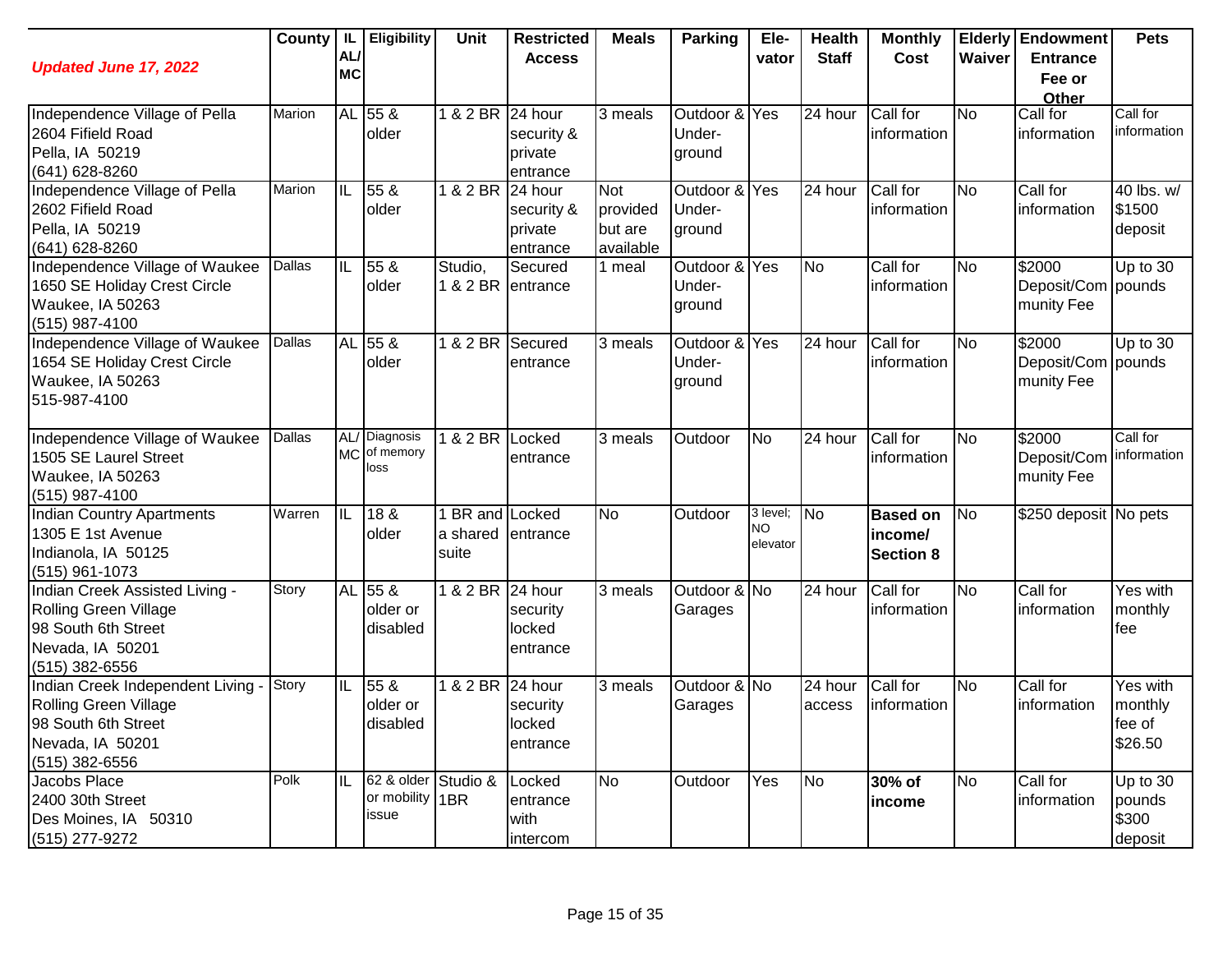| *Updated June 17, 2022* | County | IL AL/ MC | Eligibility | Unit | Restricted Access | Meals | Parking | Ele-vator | Health Staff | Monthly Cost | Elderly Waiver | Endowment Entrance Fee or Other | Pets |
|---|---|---|---|---|---|---|---|---|---|---|---|---|---|
| Independence Village of Pella<br>2604 Fifield Road<br>Pella, IA 50219<br>(641) 628-8260 | Marion | AL | 55 & older | 1 & 2 BR | 24 hour security & private entrance | 3 meals | Outdoor & Under-ground | Yes | 24 hour | Call for information | No | Call for information | Call for information |
| Independence Village of Pella<br>2602 Fifield Road<br>Pella, IA 50219<br>(641) 628-8260 | Marion | IL | 55 & older | 1 & 2 BR | 24 hour security & private entrance | Not provided but are available | Outdoor & Under-ground | Yes | 24 hour | Call for information | No | Call for information | 40 lbs. w/ $1500 deposit |
| Independence Village of Waukee<br>1650 SE Holiday Crest Circle<br>Waukee, IA 50263<br>(515) 987-4100 | Dallas | IL | 55 & older | Studio, 1 & 2 BR | Secured entrance | 1 meal | Outdoor & Under-ground | Yes | No | Call for information | No | $2000 Deposit/Community Fee | Up to 30 pounds |
| Independence Village of Waukee<br>1654 SE Holiday Crest Circle<br>Waukee, IA 50263<br>515-987-4100 | Dallas | AL | 55 & older | 1 & 2 BR | Secured entrance | 3 meals | Outdoor & Under-ground | Yes | 24 hour | Call for information | No | $2000 Deposit/Community Fee | Up to 30 pounds |
| Independence Village of Waukee<br>1505 SE Laurel Street<br>Waukee, IA 50263<br>(515) 987-4100 | Dallas | AL/ MC | Diagnosis of memory loss | 1 & 2 BR | Locked entrance | 3 meals | Outdoor | No | 24 hour | Call for information | No | $2000 Deposit/Community Fee | Call for information |
| Indian Country Apartments<br>1305 E 1st Avenue<br>Indianola, IA 50125<br>(515) 961-1073 | Warren | IL | 18 & older | 1 BR and a shared suite | Locked entrance | No | Outdoor | 3 level; NO elevator | No | **Based on income/ Section 8** | No | $250 deposit | No pets |
| Indian Creek Assisted Living - Rolling Green Village<br>98 South 6th Street<br>Nevada, IA 50201<br>(515) 382-6556 | Story | AL | 55 & older or disabled | 1 & 2 BR | 24 hour security locked entrance | 3 meals | Outdoor & Garages | No | 24 hour | Call for information | No | Call for information | Yes with monthly fee |
| Indian Creek Independent Living - Rolling Green Village<br>98 South 6th Street<br>Nevada, IA 50201<br>(515) 382-6556 | Story | IL | 55 & older or disabled | 1 & 2 BR | 24 hour security locked entrance | 3 meals | Outdoor & Garages | No | 24 hour access | Call for information | No | Call for information | Yes with monthly fee of $26.50 |
| Jacobs Place<br>2400 30th Street<br>Des Moines, IA 50310<br>(515) 277-9272 | Polk | IL | 62 & older or mobility issue | Studio & 1BR | Locked entrance with intercom | No | Outdoor | Yes | No | **30% of income** | No | Call for information | Up to 30 pounds $300 deposit |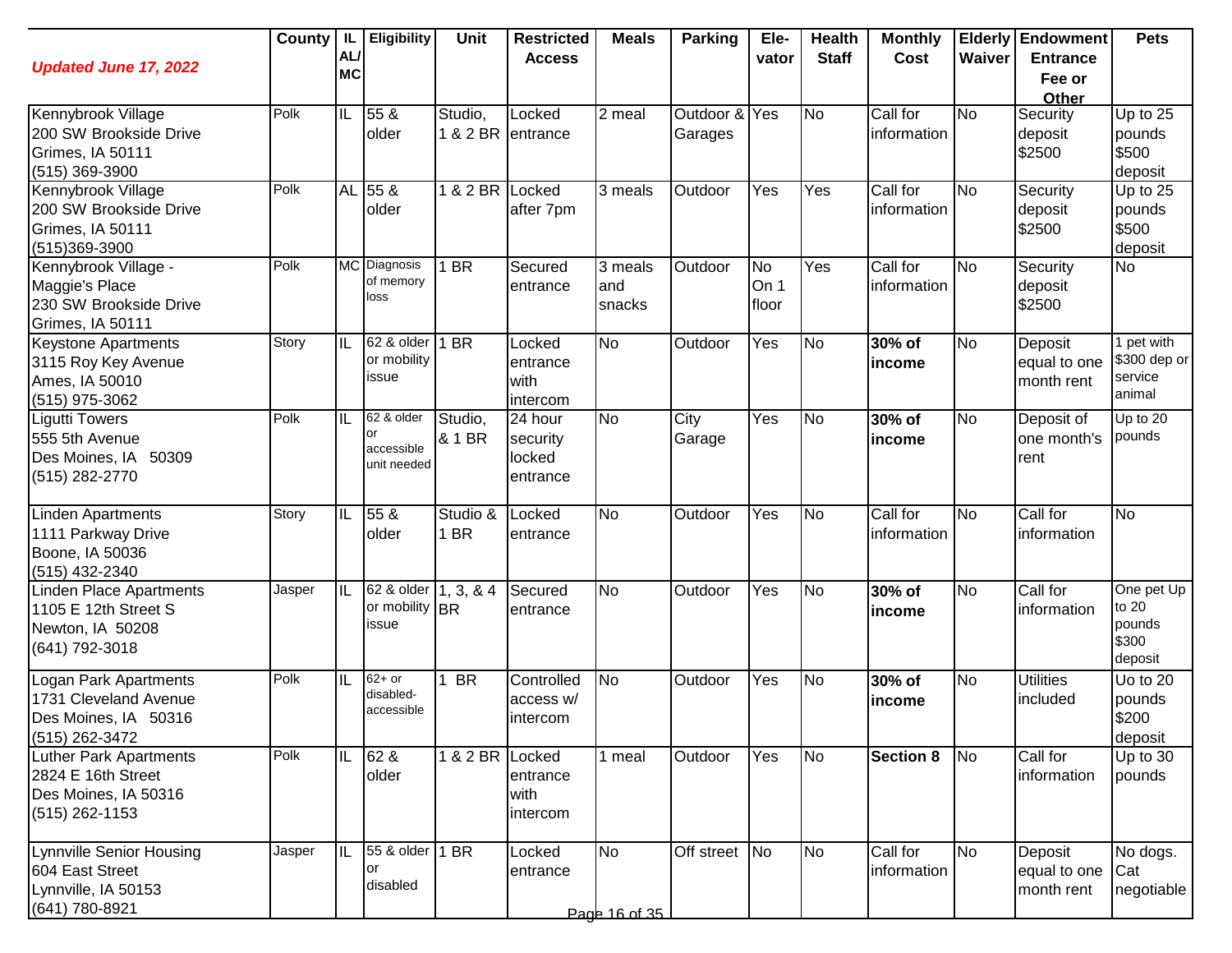| *Updated June 17, 2022* | County | IL AL/ MC | Eligibility | Unit | Restricted Access | Meals | Parking | Ele-vator | Health Staff | Monthly Cost | Elderly Waiver | Endowment Entrance Fee or Other | Pets |
|---|---|---|---|---|---|---|---|---|---|---|---|---|---|
| Kennybrook Village<br>200 SW Brookside Drive<br>Grimes, IA 50111<br>(515) 369-3900 | Polk | IL | 55 & older | Studio, 1 & 2 BR | Locked entrance | 2 meal | Outdoor & Garages | Yes | No | Call for information | No | Security deposit $2500 | Up to 25 pounds $500 deposit |
| Kennybrook Village<br>200 SW Brookside Drive<br>Grimes, IA 50111<br>(515)369-3900 | Polk | AL | 55 & older | 1 & 2 BR | Locked after 7pm | 3 meals | Outdoor | Yes | Yes | Call for information | No | Security deposit $2500 | Up to 25 pounds $500 deposit |
| Kennybrook Village - Maggie's Place<br>230 SW Brookside Drive<br>Grimes, IA 50111 | Polk | MC | Diagnosis of memory loss | 1 BR | Secured entrance | 3 meals and snacks | Outdoor | No On 1 floor | Yes | Call for information | No | Security deposit $2500 | No |
| Keystone Apartments<br>3115 Roy Key Avenue<br>Ames, IA 50010<br>(515) 975-3062 | Story | IL | 62 & older or mobility issue | 1 BR | Locked entrance with intercom | No | Outdoor | Yes | No | **30% of income** | No | Deposit equal to one month rent | 1 pet with $300 dep or service animal |
| Ligutti Towers<br>555 5th Avenue<br>Des Moines, IA 50309<br>(515) 282-2770 | Polk | IL | 62 & older or accessible unit needed | Studio, & 1 BR | 24 hour security locked entrance | No | City Garage | Yes | No | **30% of income** | No | Deposit of one month's rent | Up to 20 pounds |
| Linden Apartments<br>1111 Parkway Drive<br>Boone, IA 50036<br>(515) 432-2340 | Story | IL | 55 & older | Studio & 1 BR | Locked entrance | No | Outdoor | Yes | No | Call for information | No | Call for information | No |
| Linden Place Apartments<br>1105 E 12th Street S<br>Newton, IA 50208<br>(641) 792-3018 | Jasper | IL | 62 & older or mobility issue | 1, 3, & 4 BR | Secured entrance | No | Outdoor | Yes | No | **30% of income** | No | Call for information | One pet Up to 20 pounds $300 deposit |
| Logan Park Apartments<br>1731 Cleveland Avenue<br>Des Moines, IA 50316<br>(515) 262-3472 | Polk | IL | 62+ or disabled-accessible | 1 BR | Controlled access w/ intercom | No | Outdoor | Yes | No | **30% of income** | No | Utilities included | Uo to 20 pounds $200 deposit |
| Luther Park Apartments<br>2824 E 16th Street<br>Des Moines, IA 50316<br>(515) 262-1153 | Polk | IL | 62 & older | 1 & 2 BR | Locked entrance with intercom | 1 meal | Outdoor | Yes | No | **Section 8** | No | Call for information | Up to 30 pounds |
| Lynnville Senior Housing<br>604 East Street<br>Lynnville, IA 50153<br>(641) 780-8921 | Jasper | IL | 55 & older or disabled | 1 BR | Locked entrance | No | Off street | No | No | Call for information | No | Deposit equal to one month rent | No dogs. Cat negotiable |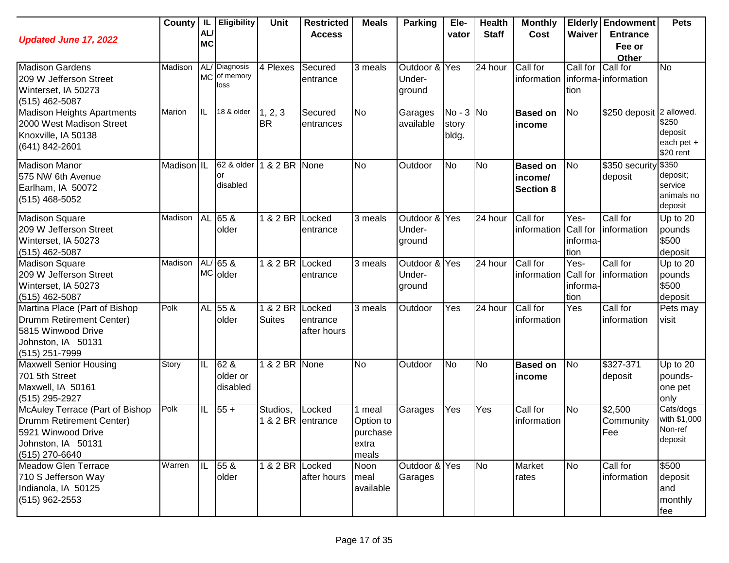| *Updated June 17, 2022* | County | IL AL/ MC | Eligibility | Unit | Restricted Access | Meals | Parking | Ele-vator | Health Staff | Monthly Cost | Elderly Waiver | Endowment Entrance Fee or Other | Pets |
|---|---|---|---|---|---|---|---|---|---|---|---|---|---|
| Madison Gardens<br>209 W Jefferson Street<br>Winterset, IA 50273<br>(515) 462-5087 | Madison | AL/ MC | Diagnosis of memory loss | 4 Plexes | Secured entrance | 3 meals | Outdoor & Under-ground | Yes | 24 hour | Call for information | Call for informa-tion | Call for information | No |
| Madison Heights Apartments<br>2000 West Madison Street<br>Knoxville, IA 50138<br>(641) 842-2601 | Marion | IL | 18 & older | 1, 2, 3 BR | Secured entrances | No | Garages available | No - 3 story bldg. | No | **Based on income** | No | $250 deposit | 2 allowed. $250 deposit each pet + $20 rent |
| Madison Manor<br>575 NW 6th Avenue<br>Earlham, IA 50072<br>(515) 468-5052 | Madison | IL | 62 & older or disabled | 1 & 2 BR | None | No | Outdoor | No | No | **Based on income/ Section 8** | No | $350 security deposit | $350 deposit; service animals no deposit |
| Madison Square<br>209 W Jefferson Street<br>Winterset, IA 50273<br>(515) 462-5087 | Madison | AL | 65 & older | 1 & 2 BR | Locked entrance | 3 meals | Outdoor & Under-ground | Yes | 24 hour | Call for information | Yes-Call for informa-tion | Call for information | Up to 20 pounds $500 deposit |
| Madison Square<br>209 W Jefferson Street<br>Winterset, IA 50273<br>(515) 462-5087 | Madison | AL/ MC | 65 & older | 1 & 2 BR | Locked entrance | 3 meals | Outdoor & Under-ground | Yes | 24 hour | Call for information | Yes-Call for informa-tion | Call for information | Up to 20 pounds $500 deposit |
| Martina Place (Part of Bishop Drumm Retirement Center)<br>5815 Winwood Drive<br>Johnston, IA 50131<br>(515) 251-7999 | Polk | AL | 55 & older | 1 & 2 BR Suites | Locked entrance after hours | 3 meals | Outdoor | Yes | 24 hour | Call for information | Yes | Call for information | Pets may visit |
| Maxwell Senior Housing<br>701 5th Street<br>Maxwell, IA 50161<br>(515) 295-2927 | Story | IL | 62 & older or disabled | 1 & 2 BR | None | No | Outdoor | No | No | **Based on income** | No | $327-371 deposit | Up to 20 pounds-one pet only |
| McAuley Terrace (Part of Bishop Drumm Retirement Center)<br>5921 Winwood Drive<br>Johnston, IA 50131<br>(515) 270-6640 | Polk | IL | 55 + | Studios, 1 & 2 BR | Locked entrance | 1 meal Option to purchase extra meals | Garages | Yes | Yes | Call for information | No | $2,500 Community Fee | Cats/dogs with $1,000 Non-ref deposit |
| Meadow Glen Terrace<br>710 S Jefferson Way<br>Indianola, IA 50125<br>(515) 962-2553 | Warren | IL | 55 & older | 1 & 2 BR | Locked after hours | Noon meal available | Outdoor & Garages | Yes | No | Market rates | No | Call for information | $500 deposit and monthly fee |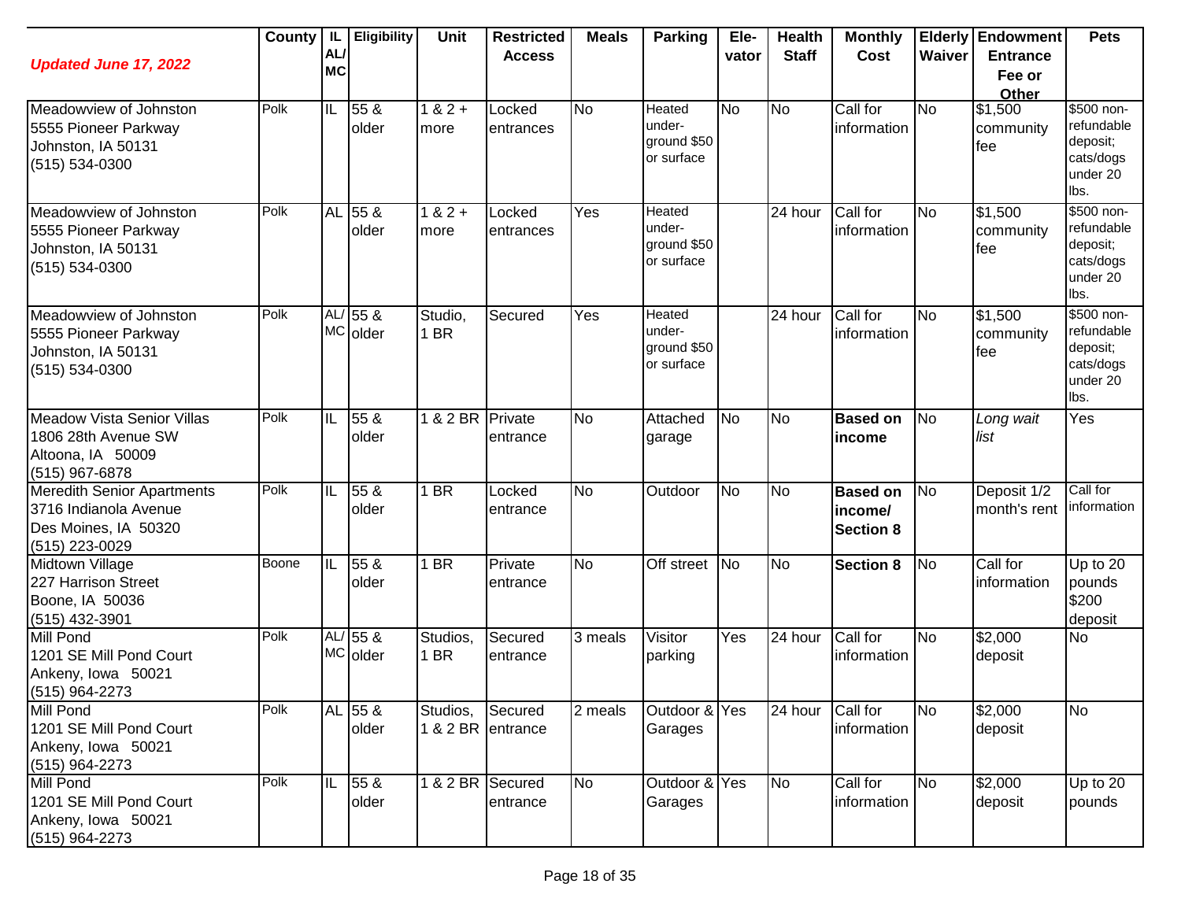| *Updated June 17, 2022* | County | IL AL/ MC | Eligibility | Unit | Restricted Access | Meals | Parking | Ele-vator | Health Staff | Monthly Cost | Elderly Waiver | Endowment Entrance Fee or Other | Pets |
|---|---|---|---|---|---|---|---|---|---|---|---|---|---|
| Meadowview of Johnston<br>5555 Pioneer Parkway<br>Johnston, IA 50131<br>(515) 534-0300 | Polk | IL | 55 & older | 1 & 2 + more | Locked entrances | No | Heated under-ground $50 or surface | No | No | Call for information | No | $1,500 community fee | $500 non-refundable deposit; cats/dogs under 20 lbs. |
| Meadowview of Johnston<br>5555 Pioneer Parkway<br>Johnston, IA 50131<br>(515) 534-0300 | Polk | AL | 55 & older | 1 & 2 + more | Locked entrances | Yes | Heated under-ground $50 or surface | | 24 hour | Call for information | No | $1,500 community fee | $500 non-refundable deposit; cats/dogs under 20 lbs. |
| Meadowview of Johnston<br>5555 Pioneer Parkway<br>Johnston, IA 50131<br>(515) 534-0300 | Polk | AL/ MC | 55 & older | Studio, 1 BR | Secured | Yes | Heated under-ground $50 or surface | | 24 hour | Call for information | No | $1,500 community fee | $500 non-refundable deposit; cats/dogs under 20 lbs. |
| Meadow Vista Senior Villas<br>1806 28th Avenue SW<br>Altoona, IA 50009<br>(515) 967-6878 | Polk | IL | 55 & older | 1 & 2 BR | Private entrance | No | Attached garage | No | No | **Based on income** | No | *Long wait list* | Yes |
| Meredith Senior Apartments<br>3716 Indianola Avenue<br>Des Moines, IA 50320<br>(515) 223-0029 | Polk | IL | 55 & older | 1 BR | Locked entrance | No | Outdoor | No | No | **Based on income/ Section 8** | No | Deposit 1/2 month's rent | Call for information |
| Midtown Village<br>227 Harrison Street<br>Boone, IA 50036<br>(515) 432-3901 | Boone | IL | 55 & older | 1 BR | Private entrance | No | Off street | No | No | **Section 8** | No | Call for information | Up to 20 pounds $200 deposit |
| Mill Pond<br>1201 SE Mill Pond Court<br>Ankeny, Iowa 50021<br>(515) 964-2273 | Polk | AL/ MC | 55 & older | Studios, 1 BR | Secured entrance | 3 meals | Visitor parking | Yes | 24 hour | Call for information | No | $2,000 deposit | No |
| Mill Pond<br>1201 SE Mill Pond Court<br>Ankeny, Iowa 50021<br>(515) 964-2273 | Polk | AL | 55 & older | Studios, 1 & 2 BR | Secured entrance | 2 meals | Outdoor & Garages | Yes | 24 hour | Call for information | No | $2,000 deposit | No |
| Mill Pond<br>1201 SE Mill Pond Court<br>Ankeny, Iowa 50021<br>(515) 964-2273 | Polk | IL | 55 & older | 1 & 2 BR | Secured entrance | No | Outdoor & Garages | Yes | No | Call for information | No | $2,000 deposit | Up to 20 pounds |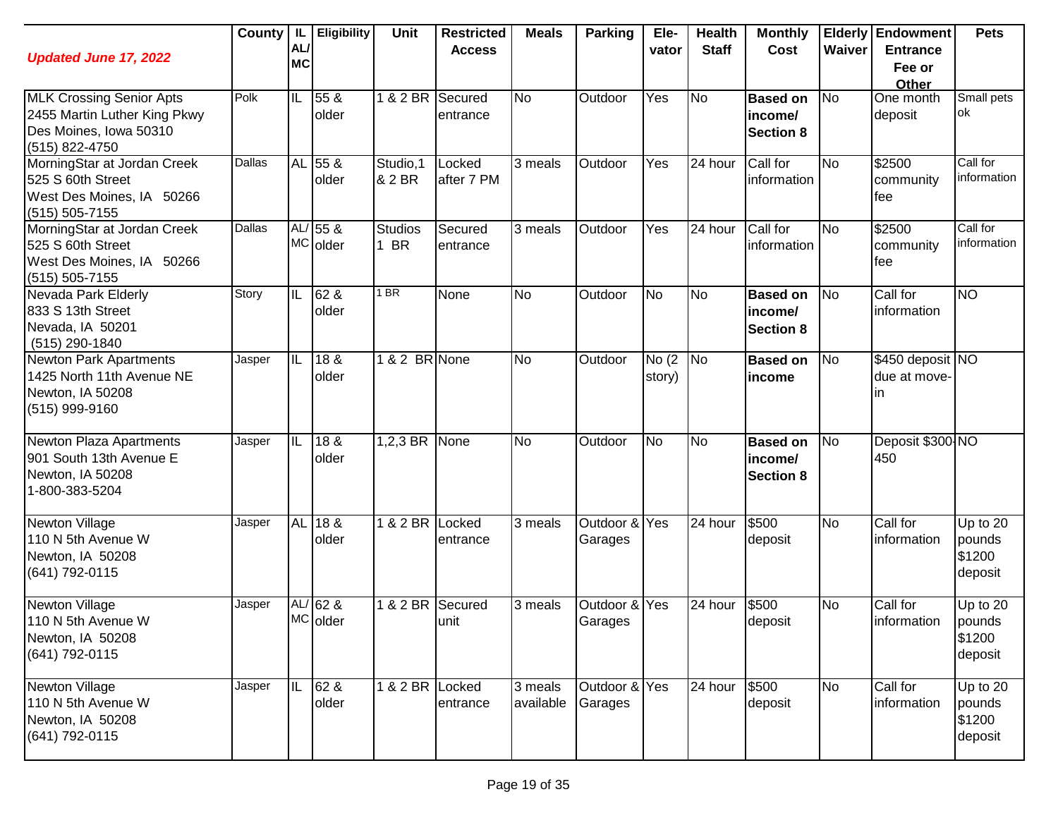| *Updated June 17, 2022* | County | IL AL/ MC | Eligibility | Unit | Restricted Access | Meals | Parking | Ele-vator | Health Staff | Monthly Cost | Elderly Waiver | Endowment Entrance Fee or Other | Pets |
|---|---|---|---|---|---|---|---|---|---|---|---|---|---|
| MLK Crossing Senior Apts<br>2455 Martin Luther King Pkwy<br>Des Moines, Iowa 50310<br>(515) 822-4750 | Polk | IL | 55 & older | 1 & 2 BR | Secured entrance | No | Outdoor | Yes | No | **Based on income/ Section 8** | No | One month deposit | Small pets ok |
| MorningStar at Jordan Creek<br>525 S 60th Street<br>West Des Moines, IA 50266<br>(515) 505-7155 | Dallas | AL | 55 & older | Studio,1 & 2 BR | Locked after 7 PM | 3 meals | Outdoor | Yes | 24 hour | Call for information | No | $2500 community fee | Call for information |
| MorningStar at Jordan Creek<br>525 S 60th Street<br>West Des Moines, IA 50266<br>(515) 505-7155 | Dallas | AL/ MC | 55 & older | Studios 1 BR | Secured entrance | 3 meals | Outdoor | Yes | 24 hour | Call for information | No | $2500 community fee | Call for information |
| Nevada Park Elderly<br>833 S 13th Street<br>Nevada, IA 50201<br>(515) 290-1840 | Story | IL | 62 & older | 1 BR | None | No | Outdoor | No | No | **Based on income/ Section 8** | No | Call for information | NO |
| Newton Park Apartments<br>1425 North 11th Avenue NE<br>Newton, IA 50208<br>(515) 999-9160 | Jasper | IL | 18 & older | 1 & 2 BR | None | No | Outdoor | No (2 story) | No | **Based on income** | No | $450 deposit due at move-in | NO |
| Newton Plaza Apartments<br>901 South 13th Avenue E<br>Newton, IA 50208<br>1-800-383-5204 | Jasper | IL | 18 & older | 1,2,3 BR | None | No | Outdoor | No | No | **Based on income/ Section 8** | No | Deposit $300-450 | NO |
| Newton Village<br>110 N 5th Avenue W<br>Newton, IA 50208<br>(641) 792-0115 | Jasper | AL | 18 & older | 1 & 2 BR | Locked entrance | 3 meals | Outdoor & Garages | Yes | 24 hour | $500 deposit | No | Call for information | Up to 20 pounds $1200 deposit |
| Newton Village<br>110 N 5th Avenue W<br>Newton, IA 50208<br>(641) 792-0115 | Jasper | AL/ MC | 62 & older | 1 & 2 BR | Secured unit | 3 meals | Outdoor & Garages | Yes | 24 hour | $500 deposit | No | Call for information | Up to 20 pounds $1200 deposit |
| Newton Village<br>110 N 5th Avenue W<br>Newton, IA 50208<br>(641) 792-0115 | Jasper | IL | 62 & older | 1 & 2 BR | Locked entrance | 3 meals available | Outdoor & Garages | Yes | 24 hour | $500 deposit | No | Call for information | Up to 20 pounds $1200 deposit |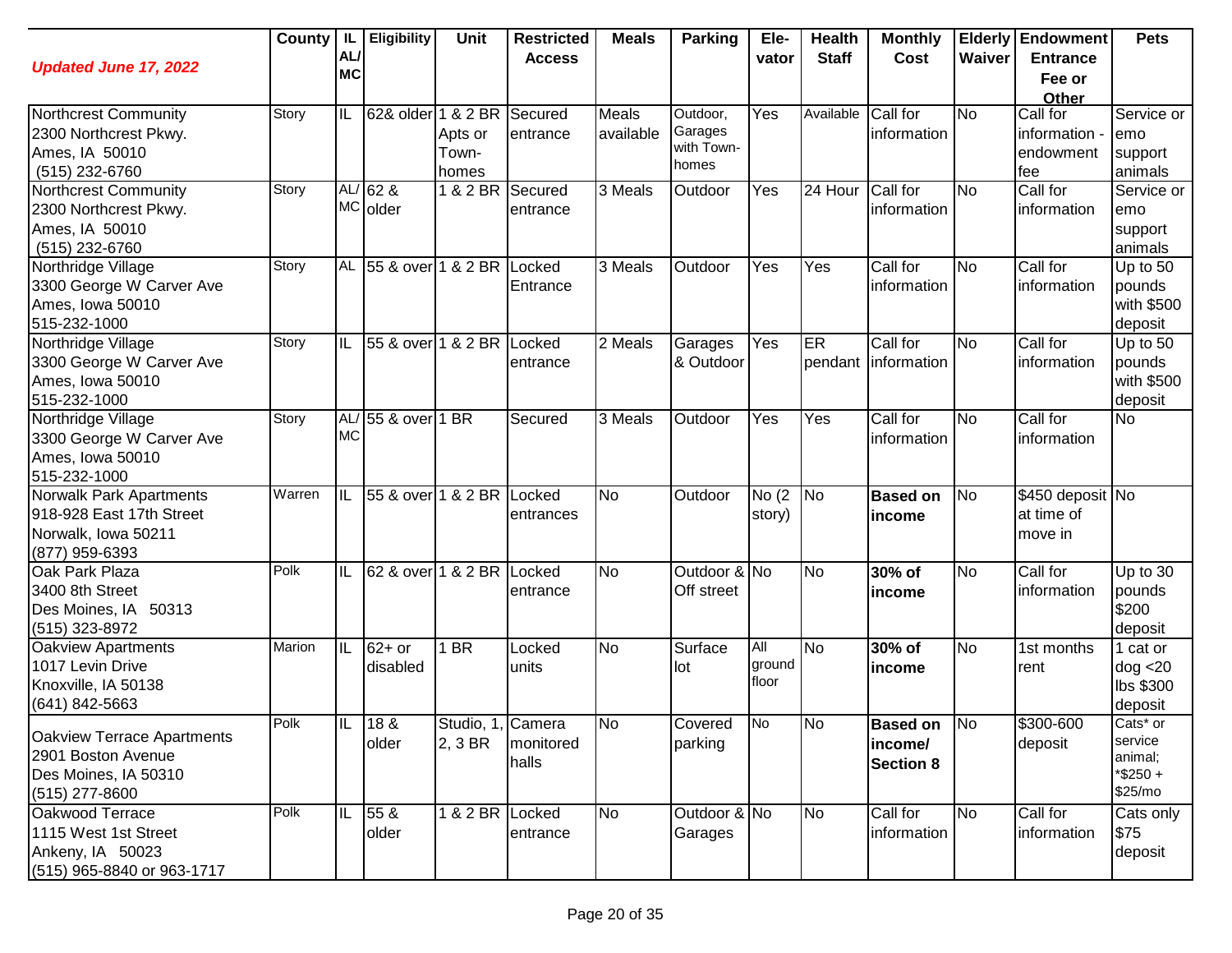| *Updated June 17, 2022* | County | IL AL/ MC | Eligibility | Unit | Restricted Access | Meals | Parking | Ele-vator | Health Staff | Monthly Cost | Elderly Waiver | Endowment Entrance Fee or Other | Pets |
|---|---|---|---|---|---|---|---|---|---|---|---|---|---|
| Northcrest Community<br>2300 Northcrest Pkwy.<br>Ames, IA 50010<br>(515) 232-6760 | Story | IL | 62& older | 1 & 2 BR Apts or Town-homes | Secured entrance | Meals available | Outdoor, Garages with Town-homes | Yes | Available | Call for information | No | Call for information - endowment fee | Service or emo support animals |
| Northcrest Community<br>2300 Northcrest Pkwy.<br>Ames, IA 50010<br>(515) 232-6760 | Story | AL/ MC | 62 & older | 1 & 2 BR | Secured entrance | 3 Meals | Outdoor | Yes | 24 Hour | Call for information | No | Call for information | Service or emo support animals |
| Northridge Village<br>3300 George W Carver Ave<br>Ames, Iowa 50010<br>515-232-1000 | Story | AL | 55 & over | 1 & 2 BR | Locked Entrance | 3 Meals | Outdoor | Yes | Yes | Call for information | No | Call for information | Up to 50 pounds with $500 deposit |
| Northridge Village<br>3300 George W Carver Ave<br>Ames, Iowa 50010<br>515-232-1000 | Story | IL | 55 & over | 1 & 2 BR | Locked entrance | 2 Meals | Garages & Outdoor | Yes | ER pendant | Call for information | No | Call for information | Up to 50 pounds with $500 deposit |
| Northridge Village<br>3300 George W Carver Ave<br>Ames, Iowa 50010<br>515-232-1000 | Story | AL/ MC | 55 & over | 1 BR | Secured | 3 Meals | Outdoor | Yes | Yes | Call for information | No | Call for information | No |
| Norwalk Park Apartments<br>918-928 East 17th Street<br>Norwalk, Iowa 50211<br>(877) 959-6393 | Warren | IL | 55 & over | 1 & 2 BR | Locked entrances | No | Outdoor | No (2 story) | No | **Based on income** | No | $450 deposit at time of move in | No |
| Oak Park Plaza<br>3400 8th Street<br>Des Moines, IA 50313<br>(515) 323-8972 | Polk | IL | 62 & over | 1 & 2 BR | Locked entrance | No | Outdoor & Off street | No | No | **30% of income** | No | Call for information | Up to 30 pounds $200 deposit |
| Oakview Apartments<br>1017 Levin Drive<br>Knoxville, IA 50138<br>(641) 842-5663 | Marion | IL | 62+ or disabled | 1 BR | Locked units | No | Surface lot | All ground floor | No | **30% of income** | No | 1st months rent | 1 cat or dog <20 lbs $300 deposit |
| Oakview Terrace Apartments<br>2901 Boston Avenue<br>Des Moines, IA 50310<br>(515) 277-8600 | Polk | IL | 18 & older | Studio, 1, 2, 3 BR | Camera monitored halls | No | Covered parking | No | No | **Based on income/ Section 8** | No | $300-600 deposit | Cats* or service animal; *$250 + $25/mo |
| Oakwood Terrace<br>1115 West 1st Street<br>Ankeny, IA 50023<br>(515) 965-8840 or 963-1717 | Polk | IL | 55 & older | 1 & 2 BR | Locked entrance | No | Outdoor & Garages | No | No | Call for information | No | Call for information | Cats only $75 deposit |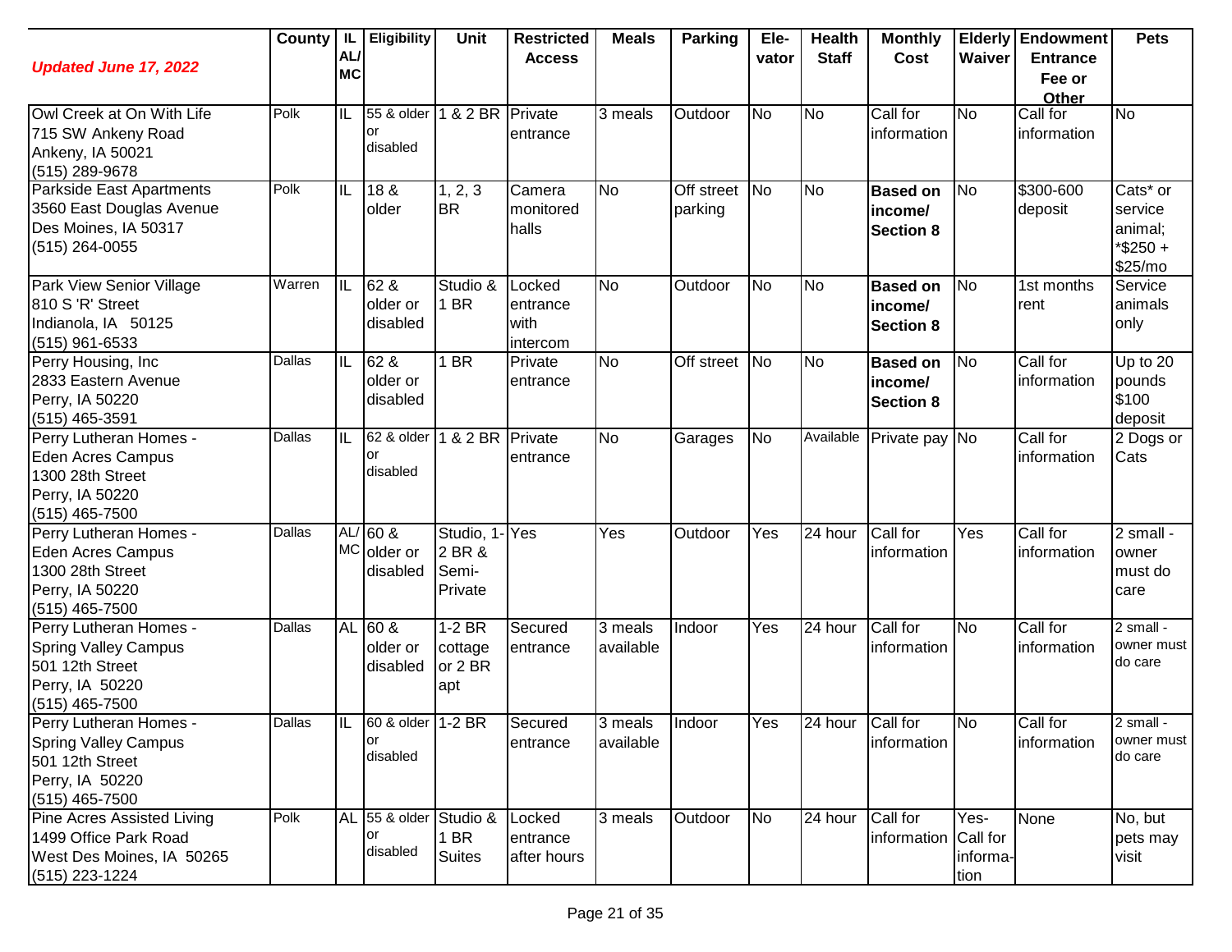| *Updated June 17, 2022* | County | IL AL/ MC | Eligibility | Unit | Restricted Access | Meals | Parking | Ele-vator | Health Staff | Monthly Cost | Elderly Waiver | Endowment Entrance Fee or Other | Pets |
|---|---|---|---|---|---|---|---|---|---|---|---|---|---|
| Owl Creek at On With Life<br>715 SW Ankeny Road<br>Ankeny, IA 50021<br>(515) 289-9678 | Polk | IL | 55 & older or disabled | 1 & 2 BR | Private entrance | 3 meals | Outdoor | No | No | Call for information | No | Call for information | No |
| Parkside East Apartments<br>3560 East Douglas Avenue<br>Des Moines, IA 50317<br>(515) 264-0055 | Polk | IL | 18 & older | 1, 2, 3 BR | Camera monitored halls | No | Off street parking | No | No | **Based on income/ Section 8** | No | $300-600 deposit | Cats* or service animal; *$250 + $25/mo |
| Park View Senior Village<br>810 S 'R' Street<br>Indianola, IA 50125<br>(515) 961-6533 | Warren | IL | 62 & older or disabled | Studio & 1 BR | Locked entrance with intercom | No | Outdoor | No | No | **Based on income/ Section 8** | No | 1st months rent | Service animals only |
| Perry Housing, Inc<br>2833 Eastern Avenue<br>Perry, IA 50220<br>(515) 465-3591 | Dallas | IL | 62 & older or disabled | 1 BR | Private entrance | No | Off street | No | No | **Based on income/ Section 8** | No | Call for information | Up to 20 pounds $100 deposit |
| Perry Lutheran Homes - Eden Acres Campus<br>1300 28th Street<br>Perry, IA 50220<br>(515) 465-7500 | Dallas | IL | 62 & older or disabled | 1 & 2 BR | Private entrance | No | Garages | No | Available | Private pay | No | Call for information | 2 Dogs or Cats |
| Perry Lutheran Homes - Eden Acres Campus<br>1300 28th Street<br>Perry, IA 50220<br>(515) 465-7500 | Dallas | AL/ MC | 60 & older or disabled | Studio, 1-2 BR & Semi-Private | Yes | Yes | Outdoor | Yes | 24 hour | Call for information | Yes | Call for information | 2 small - owner must do care |
| Perry Lutheran Homes - Spring Valley Campus<br>501 12th Street<br>Perry, IA 50220<br>(515) 465-7500 | Dallas | AL | 60 & older or disabled | 1-2 BR cottage or 2 BR apt | Secured entrance | 3 meals available | Indoor | Yes | 24 hour | Call for information | No | Call for information | 2 small - owner must do care |
| Perry Lutheran Homes - Spring Valley Campus<br>501 12th Street<br>Perry, IA 50220<br>(515) 465-7500 | Dallas | IL | 60 & older or disabled | 1-2 BR | Secured entrance | 3 meals available | Indoor | Yes | 24 hour | Call for information | No | Call for information | 2 small - owner must do care |
| Pine Acres Assisted Living<br>1499 Office Park Road<br>West Des Moines, IA 50265<br>(515) 223-1224 | Polk | AL | 55 & older or disabled | Studio & 1 BR Suites | Locked entrance after hours | 3 meals | Outdoor | No | 24 hour | Call for information | Yes- Call for information | None | No, but pets may visit |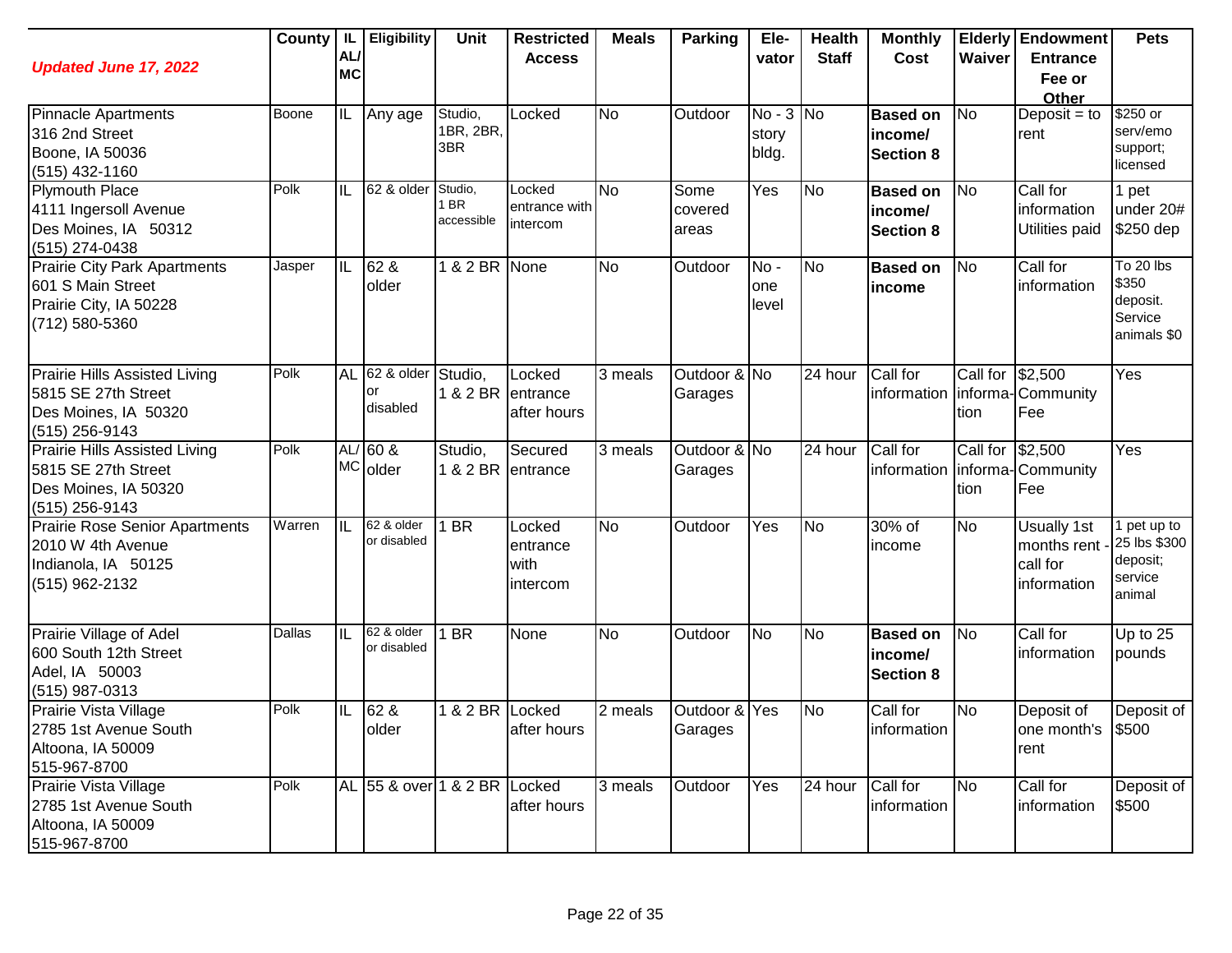| *Updated June 17, 2022* | County | IL AL/ MC | Eligibility | Unit | Restricted Access | Meals | Parking | Ele-vator | Health Staff | Monthly Cost | Elderly Waiver | Endowment Entrance Fee or Other | Pets |
|---|---|---|---|---|---|---|---|---|---|---|---|---|---|
| Pinnacle Apartments<br>316 2nd Street<br>Boone, IA 50036<br>(515) 432-1160 | Boone | IL | Any age | Studio, 1BR, 2BR, 3BR | Locked | No | Outdoor | No - 3 story bldg. | No | **Based on income/ Section 8** | No | Deposit = to rent | $250 or serv/emo support; licensed |
| Plymouth Place<br>4111 Ingersoll Avenue<br>Des Moines, IA 50312<br>(515) 274-0438 | Polk | IL | 62 & older | Studio, 1 BR accessible | Locked entrance with intercom | No | Some covered areas | Yes | No | **Based on income/ Section 8** | No | Call for information Utilities paid | 1 pet under 20# $250 dep |
| Prairie City Park Apartments<br>601 S Main Street<br>Prairie City, IA 50228<br>(712) 580-5360 | Jasper | IL | 62 & older | 1 & 2 BR | None | No | Outdoor | No - one level | No | **Based on income** | No | Call for information | To 20 lbs $350 deposit. Service animals $0 |
| Prairie Hills Assisted Living<br>5815 SE 27th Street<br>Des Moines, IA 50320<br>(515) 256-9143 | Polk | AL | 62 & older or disabled | Studio, 1 & 2 BR | Locked entrance after hours | 3 meals | Outdoor & Garages | No | 24 hour | Call for information | Call for information | $2,500 Community Fee | Yes |
| Prairie Hills Assisted Living<br>5815 SE 27th Street<br>Des Moines, IA 50320<br>(515) 256-9143 | Polk | AL/ MC | 60 & older | Studio, 1 & 2 BR | Secured entrance | 3 meals | Outdoor & Garages | No | 24 hour | Call for information | Call for information | $2,500 Community Fee | Yes |
| Prairie Rose Senior Apartments<br>2010 W 4th Avenue<br>Indianola, IA 50125<br>(515) 962-2132 | Warren | IL | 62 & older or disabled | 1 BR | Locked entrance with intercom | No | Outdoor | Yes | No | 30% of income | No | Usually 1st months rent - call for information | 1 pet up to 25 lbs $300 deposit; service animal |
| Prairie Village of Adel<br>600 South 12th Street<br>Adel, IA 50003<br>(515) 987-0313 | Dallas | IL | 62 & older or disabled | 1 BR | None | No | Outdoor | No | No | **Based on income/ Section 8** | No | Call for information | Up to 25 pounds |
| Prairie Vista Village<br>2785 1st Avenue South<br>Altoona, IA 50009<br>515-967-8700 | Polk | IL | 62 & older | 1 & 2 BR | Locked after hours | 2 meals | Outdoor & Garages | Yes | No | Call for information | No | Deposit of one month's rent | Deposit of $500 |
| Prairie Vista Village<br>2785 1st Avenue South<br>Altoona, IA 50009<br>515-967-8700 | Polk | AL | 55 & over | 1 & 2 BR | Locked after hours | 3 meals | Outdoor | Yes | 24 hour | Call for information | No | Call for information | Deposit of $500 |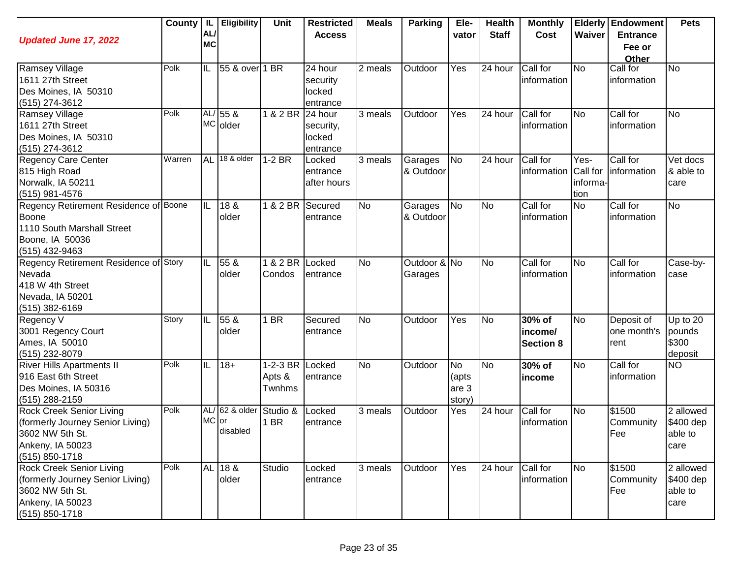| *Updated June 17, 2022* | County | IL AL/ MC | Eligibility | Unit | Restricted Access | Meals | Parking | Ele-vator | Health Staff | Monthly Cost | Elderly Waiver | Endowment Entrance Fee or Other | Pets |
|---|---|---|---|---|---|---|---|---|---|---|---|---|---|
| Ramsey Village<br>1611 27th Street<br>Des Moines, IA 50310<br>(515) 274-3612 | Polk | IL | 55 & over | 1 BR | 24 hour security locked entrance | 2 meals | Outdoor | Yes | 24 hour | Call for information | No | Call for information | No |
| Ramsey Village<br>1611 27th Street<br>Des Moines, IA 50310<br>(515) 274-3612 | Polk | AL/ MC | 55 & older | 1 & 2 BR | 24 hour security, locked entrance | 3 meals | Outdoor | Yes | 24 hour | Call for information | No | Call for information | No |
| Regency Care Center<br>815 High Road<br>Norwalk, IA 50211<br>(515) 981-4576 | Warren | AL | 18 & older | 1-2 BR | Locked entrance after hours | 3 meals | Garages & Outdoor | No | 24 hour | Call for information | Yes- Call for informa-tion | Call for information | Vet docs & able to care |
| Regency Retirement Residence of Boone<br>1110 South Marshall Street<br>Boone, IA 50036<br>(515) 432-9463 | Boone | IL | 18 & older | 1 & 2 BR | Secured entrance | No | Garages & Outdoor | No | No | Call for information | No | Call for information | No |
| Regency Retirement Residence of Nevada<br>418 W 4th Street<br>Nevada, IA 50201<br>(515) 382-6169 | Story | IL | 55 & older | 1 & 2 BR Condos | Locked entrance | No | Outdoor & Garages | No | No | Call for information | No | Call for information | Case-by-case |
| Regency V<br>3001 Regency Court<br>Ames, IA 50010<br>(515) 232-8079 | Story | IL | 55 & older | 1 BR | Secured entrance | No | Outdoor | Yes | No | **30% of income/ Section 8** | No | Deposit of one month's rent | Up to 20 pounds $300 deposit |
| River Hills Apartments II<br>916 East 6th Street<br>Des Moines, IA 50316<br>(515) 288-2159 | Polk | IL | 18+ | 1-2-3 BR Apts & Twnhms | Locked entrance | No | Outdoor | No (apts are 3 story) | No | **30% of income** | No | Call for information | NO |
| Rock Creek Senior Living<br>(formerly Journey Senior Living)<br>3602 NW 5th St.<br>Ankeny, IA 50023<br>(515) 850-1718 | Polk | AL/ MC | 62 & older or disabled | Studio & 1 BR | Locked entrance | 3 meals | Outdoor | Yes | 24 hour | Call for information | No | $1500 Community Fee | 2 allowed $400 dep able to care |
| Rock Creek Senior Living<br>(formerly Journey Senior Living)<br>3602 NW 5th St.<br>Ankeny, IA 50023<br>(515) 850-1718 | Polk | AL | 18 & older | Studio | Locked entrance | 3 meals | Outdoor | Yes | 24 hour | Call for information | No | $1500 Community Fee | 2 allowed $400 dep able to care |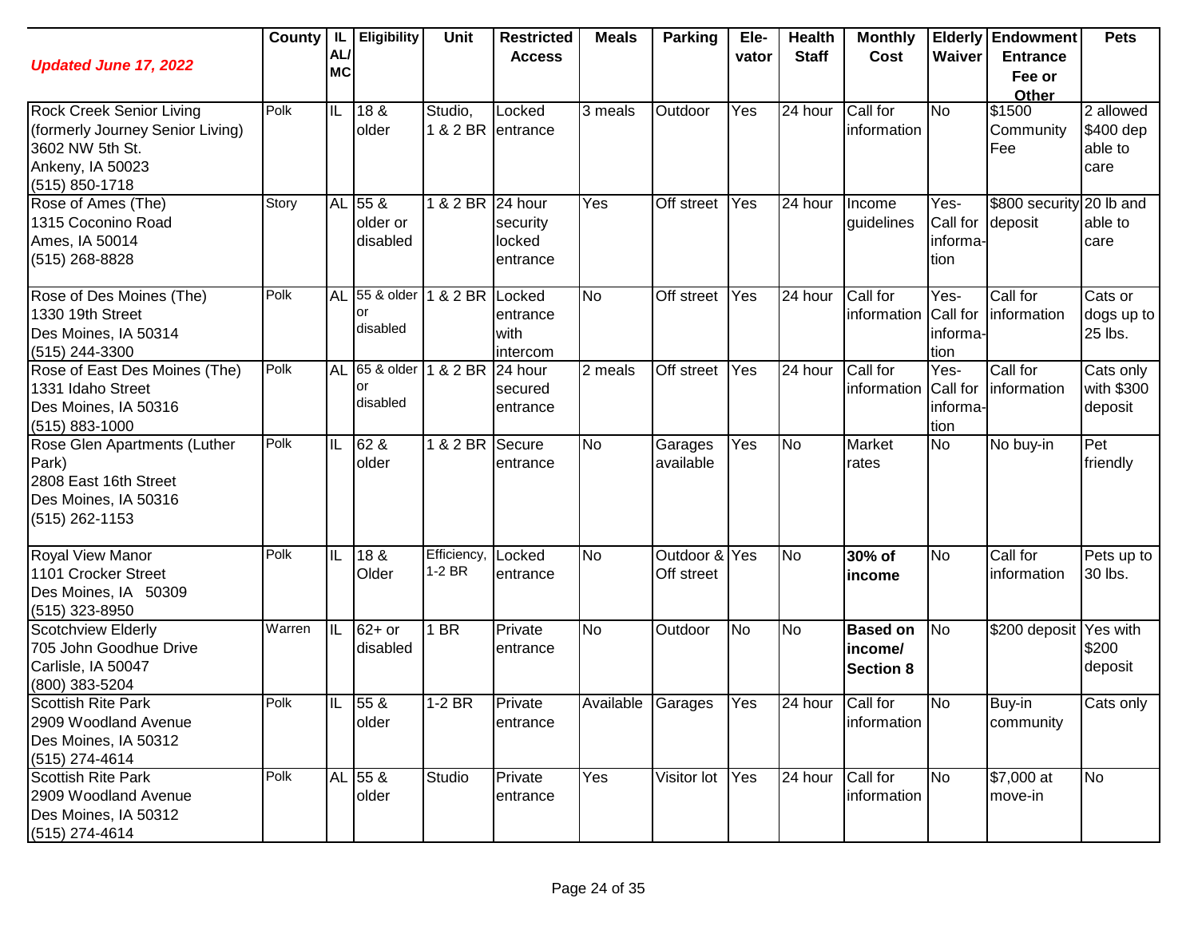| *Updated June 17, 2022* | County | IL AL/ MC | Eligibility | Unit | Restricted Access | Meals | Parking | Ele-vator | Health Staff | Monthly Cost | Elderly Waiver | Endowment Entrance Fee or Other | Pets |
|---|---|---|---|---|---|---|---|---|---|---|---|---|---|
| Rock Creek Senior Living (formerly Journey Senior Living) 3602 NW 5th St. Ankeny, IA 50023 (515) 850-1718 | Polk | IL | 18 & older | Studio, 1 & 2 BR | Locked entrance | 3 meals | Outdoor | Yes | 24 hour | Call for information | No | $1500 Community Fee | 2 allowed $400 dep able to care |
| Rose of Ames (The) 1315 Coconino Road Ames, IA 50014 (515) 268-8828 | Story | AL | 55 & older or disabled | 1 & 2 BR | 24 hour security locked entrance | Yes | Off street | Yes | 24 hour | Income guidelines | Yes-Call for information | $800 security deposit | 20 lb and able to care |
| Rose of Des Moines (The) 1330 19th Street Des Moines, IA 50314 (515) 244-3300 | Polk | AL | 55 & older or disabled | 1 & 2 BR | Locked entrance with intercom | No | Off street | Yes | 24 hour | Call for information | Yes-Call for information | Call for information | Cats or dogs up to 25 lbs. |
| Rose of East Des Moines (The) 1331 Idaho Street Des Moines, IA 50316 (515) 883-1000 | Polk | AL | 65 & older or disabled | 1 & 2 BR | 24 hour secured entrance | 2 meals | Off street | Yes | 24 hour | Call for information | Yes-Call for information | Call for information | Cats only with $300 deposit |
| Rose Glen Apartments (Luther Park) 2808 East 16th Street Des Moines, IA 50316 (515) 262-1153 | Polk | IL | 62 & older | 1 & 2 BR | Secure entrance | No | Garages available | Yes | No | Market rates | No | No buy-in | Pet friendly |
| Royal View Manor 1101 Crocker Street Des Moines, IA 50309 (515) 323-8950 | Polk | IL | 18 & Older | Efficiency, 1-2 BR | Locked entrance | No | Outdoor & Off street | Yes | No | **30% of income** | No | Call for information | Pets up to 30 lbs. |
| Scotchview Elderly 705 John Goodhue Drive Carlisle, IA 50047 (800) 383-5204 | Warren | IL | 62+ or disabled | 1 BR | Private entrance | No | Outdoor | No | No | **Based on income/ Section 8** | No | $200 deposit | Yes with $200 deposit |
| Scottish Rite Park 2909 Woodland Avenue Des Moines, IA 50312 (515) 274-4614 | Polk | IL | 55 & older | 1-2 BR | Private entrance | Available | Garages | Yes | 24 hour | Call for information | No | Buy-in community | Cats only |
| Scottish Rite Park 2909 Woodland Avenue Des Moines, IA 50312 (515) 274-4614 | Polk | AL | 55 & older | Studio | Private entrance | Yes | Visitor lot | Yes | 24 hour | Call for information | No | $7,000 at move-in | No |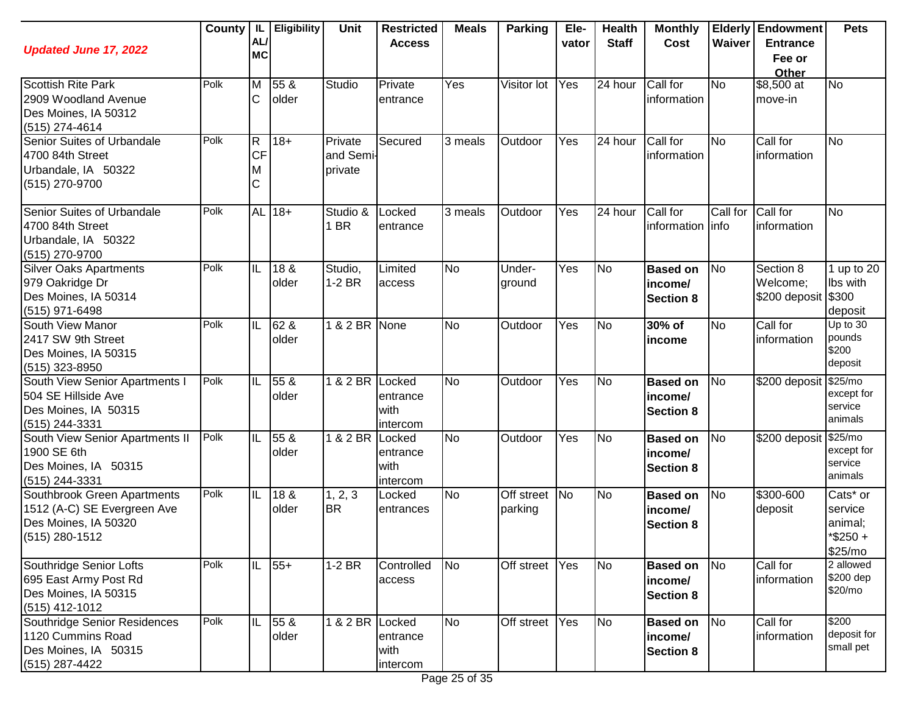| *Updated June 17, 2022* | County | IL AL/ MC | Eligibility | Unit | Restricted Access | Meals | Parking | Ele-vator | Health Staff | Monthly Cost | Elderly Waiver | Endowment Entrance Fee or Other | Pets |
|---|---|---|---|---|---|---|---|---|---|---|---|---|---|
| Scottish Rite Park<br>2909 Woodland Avenue<br>Des Moines, IA 50312<br>(515) 274-4614 | Polk | MC | 55 & older | Studio | Private entrance | Yes | Visitor lot | Yes | 24 hour | Call for information | No | $8,500 at move-in | No |
| Senior Suites of Urbandale<br>4700 84th Street<br>Urbandale, IA 50322<br>(515) 270-9700 | Polk | RCF MC | 18+ | Private and Semi-private | Secured | 3 meals | Outdoor | Yes | 24 hour | Call for information | No | Call for information | No |
| Senior Suites of Urbandale<br>4700 84th Street<br>Urbandale, IA 50322<br>(515) 270-9700 | Polk | AL | 18+ | Studio & 1 BR | Locked entrance | 3 meals | Outdoor | Yes | 24 hour | Call for information | Call for info | Call for information | No |
| Silver Oaks Apartments<br>979 Oakridge Dr<br>Des Moines, IA 50314<br>(515) 971-6498 | Polk | IL | 18 & older | Studio, 1-2 BR | Limited access | No | Under-ground | Yes | No | **Based on income/ Section 8** | No | Section 8 Welcome; $200 deposit | 1 up to 20 lbs with $300 deposit |
| South View Manor<br>2417 SW 9th Street<br>Des Moines, IA 50315<br>(515) 323-8950 | Polk | IL | 62 & older | 1 & 2 BR | None | No | Outdoor | Yes | No | **30% of income** | No | Call for information | Up to 30 pounds $200 deposit |
| South View Senior Apartments I<br>504 SE Hillside Ave<br>Des Moines, IA 50315<br>(515) 244-3331 | Polk | IL | 55 & older | 1 & 2 BR | Locked entrance with intercom | No | Outdoor | Yes | No | **Based on income/ Section 8** | No | $200 deposit | $25/mo except for service animals |
| South View Senior Apartments II<br>1900 SE 6th<br>Des Moines, IA 50315<br>(515) 244-3331 | Polk | IL | 55 & older | 1 & 2 BR | Locked entrance with intercom | No | Outdoor | Yes | No | **Based on income/ Section 8** | No | $200 deposit | $25/mo except for service animals |
| Southbrook Green Apartments<br>1512 (A-C) SE Evergreen Ave<br>Des Moines, IA 50320<br>(515) 280-1512 | Polk | IL | 18 & older | 1, 2, 3 BR | Locked entrances | No | Off street parking | No | No | **Based on income/ Section 8** | No | $300-600 deposit | Cats* or service animal; *$250 + $25/mo |
| Southridge Senior Lofts<br>695 East Army Post Rd<br>Des Moines, IA 50315<br>(515) 412-1012 | Polk | IL | 55+ | 1-2 BR | Controlled access | No | Off street | Yes | No | **Based on income/ Section 8** | No | Call for information | 2 allowed $200 dep $20/mo |
| Southridge Senior Residences<br>1120 Cummins Road<br>Des Moines, IA 50315<br>(515) 287-4422 | Polk | IL | 55 & older | 1 & 2 BR | Locked entrance with intercom | No | Off street | Yes | No | **Based on income/ Section 8** | No | Call for information | $200 deposit for small pet |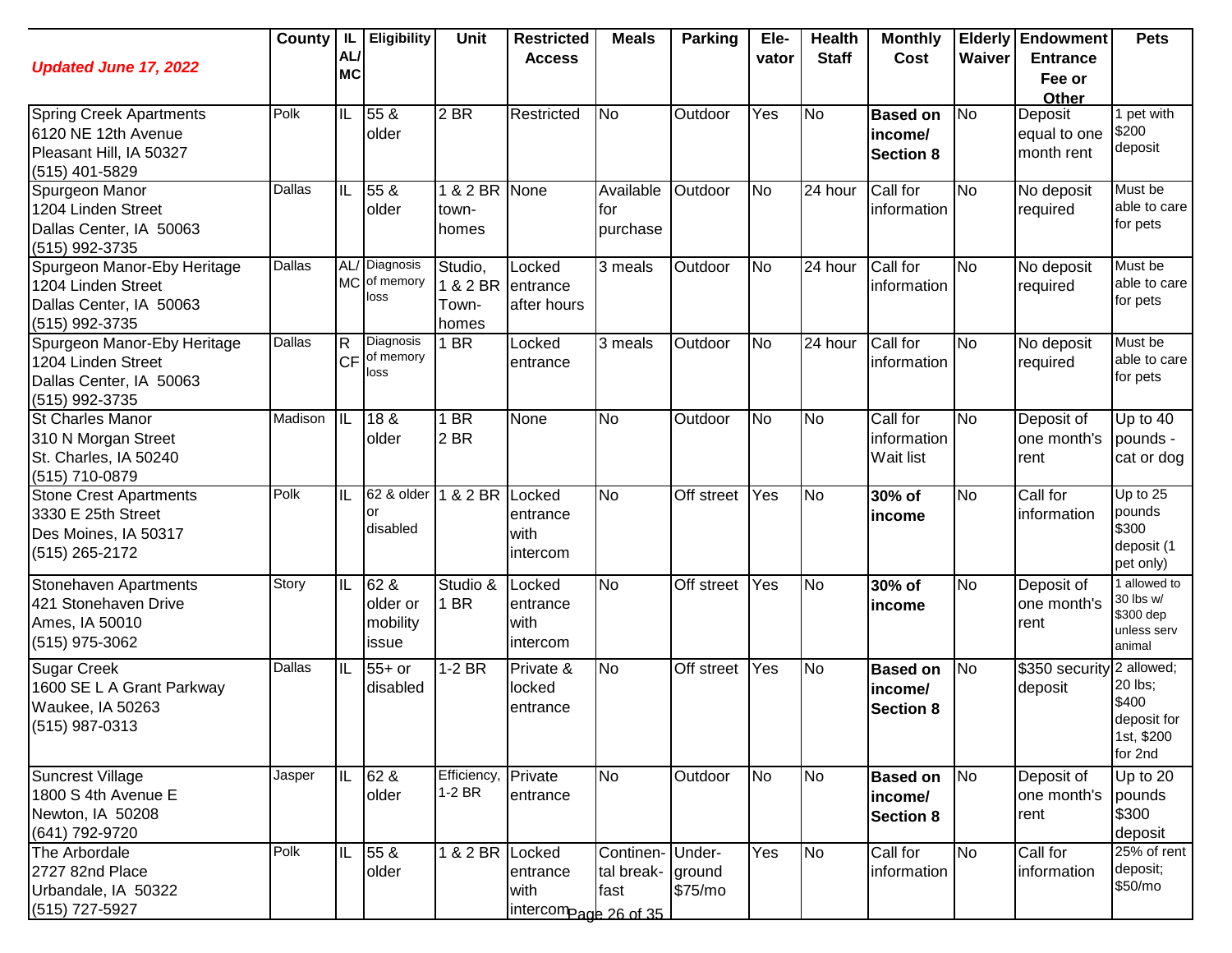| *Updated June 17, 2022* | County | IL AL/ MC | Eligibility | Unit | Restricted Access | Meals | Parking | Ele-vator | Health Staff | Monthly Cost | Elderly Waiver | Endowment Entrance Fee or Other | Pets |
|---|---|---|---|---|---|---|---|---|---|---|---|---|---|
| Spring Creek Apartments 6120 NE 12th Avenue Pleasant Hill, IA 50327 (515) 401-5829 | Polk | IL | 55 & older | 2 BR | Restricted | No | Outdoor | Yes | No | **Based on income/ Section 8** | No | Deposit equal to one month rent | 1 pet with $200 deposit |
| Spurgeon Manor 1204 Linden Street Dallas Center, IA 50063 (515) 992-3735 | Dallas | IL | 55 & older | 1 & 2 BR town-homes | None | Available for purchase | Outdoor | No | 24 hour | Call for information | No | No deposit required | Must be able to care for pets |
| Spurgeon Manor-Eby Heritage 1204 Linden Street Dallas Center, IA 50063 (515) 992-3735 | Dallas | AL/ MC | Diagnosis of memory loss | Studio, 1 & 2 BR Town-homes | Locked entrance after hours | 3 meals | Outdoor | No | 24 hour | Call for information | No | No deposit required | Must be able to care for pets |
| Spurgeon Manor-Eby Heritage 1204 Linden Street Dallas Center, IA 50063 (515) 992-3735 | Dallas | R CF | Diagnosis of memory loss | 1 BR | Locked entrance | 3 meals | Outdoor | No | 24 hour | Call for information | No | No deposit required | Must be able to care for pets |
| St Charles Manor 310 N Morgan Street St. Charles, IA 50240 (515) 710-0879 | Madison | IL | 18 & older | 1 BR 2 BR | None | No | Outdoor | No | No | Call for information Wait list | No | Deposit of one month's rent | Up to 40 pounds - cat or dog |
| Stone Crest Apartments 3330 E 25th Street Des Moines, IA 50317 (515) 265-2172 | Polk | IL | 62 & older or disabled | 1 & 2 BR | Locked entrance with intercom | No | Off street | Yes | No | **30% of income** | No | Call for information | Up to 25 pounds $300 deposit (1 pet only) |
| Stonehaven Apartments 421 Stonehaven Drive Ames, IA 50010 (515) 975-3062 | Story | IL | 62 & older or mobility issue | Studio & 1 BR | Locked entrance with intercom | No | Off street | Yes | No | **30% of income** | No | Deposit of one month's rent | 1 allowed to 30 lbs w/ $300 dep unless serv animal |
| Sugar Creek 1600 SE L A Grant Parkway Waukee, IA 50263 (515) 987-0313 | Dallas | IL | 55+ or disabled | 1-2 BR | Private & locked entrance | No | Off street | Yes | No | **Based on income/ Section 8** | No | $350 security deposit | 2 allowed; 20 lbs; $400 deposit for 1st, $200 for 2nd |
| Suncrest Village 1800 S 4th Avenue E Newton, IA 50208 (641) 792-9720 | Jasper | IL | 62 & older | Efficiency, 1-2 BR | Private entrance | No | Outdoor | No | No | **Based on income/ Section 8** | No | Deposit of one month's rent | Up to 20 pounds $300 deposit |
| The Arbordale 2727 82nd Place Urbandale, IA 50322 (515) 727-5927 | Polk | IL | 55 & older | 1 & 2 BR | Locked entrance with intercom | Continen-tal break-fast | Under-ground $75/mo | Yes | No | Call for information | No | Call for information | 25% of rent deposit; $50/mo |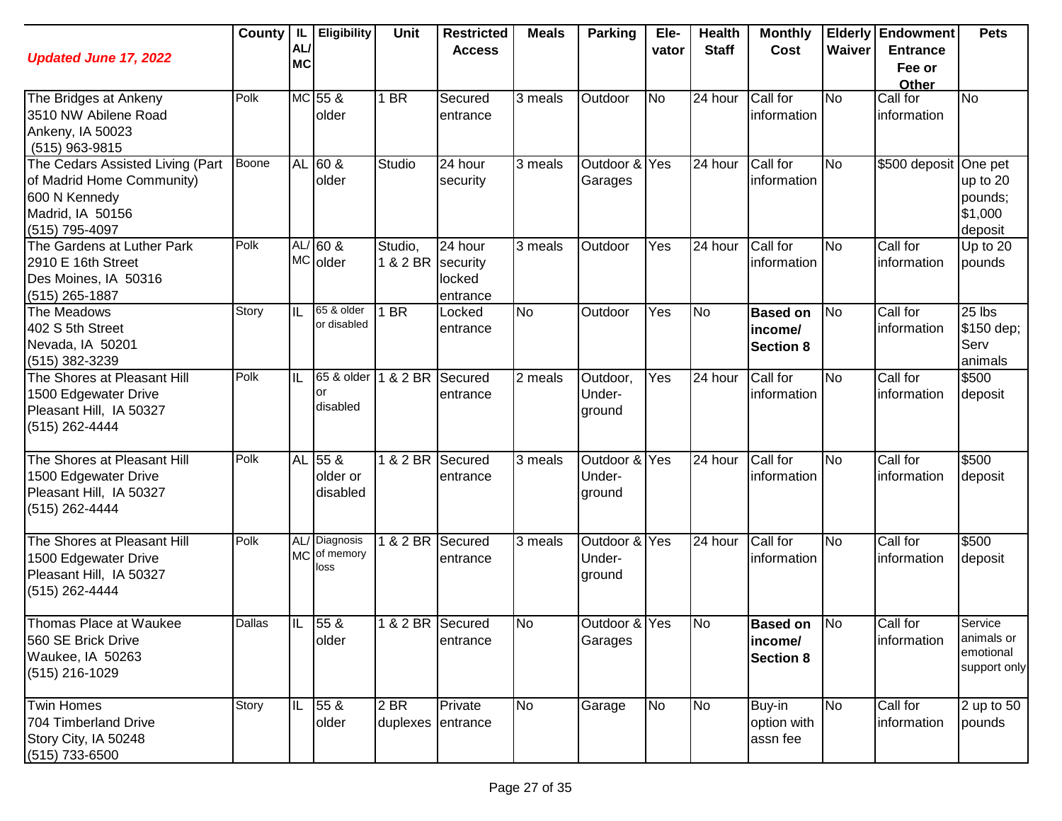| *Updated June 17, 2022* | County | IL AL/ MC | Eligibility | Unit | Restricted Access | Meals | Parking | Ele-vator | Health Staff | Monthly Cost | Elderly Waiver | Endowment Entrance Fee or Other | Pets |
|---|---|---|---|---|---|---|---|---|---|---|---|---|---|
| The Bridges at Ankeny<br>3510 NW Abilene Road<br>Ankeny, IA 50023<br>(515) 963-9815 | Polk | MC | 55 & older | 1 BR | Secured entrance | 3 meals | Outdoor | No | 24 hour | Call for information | No | Call for information | No |
| The Cedars Assisted Living (Part of Madrid Home Community)<br>600 N Kennedy<br>Madrid, IA 50156<br>(515) 795-4097 | Boone | AL | 60 & older | Studio | 24 hour security | 3 meals | Outdoor & Garages | Yes | 24 hour | Call for information | No | $500 deposit | One pet up to 20 pounds; $1,000 deposit |
| The Gardens at Luther Park<br>2910 E 16th Street<br>Des Moines, IA 50316<br>(515) 265-1887 | Polk | AL/ MC | 60 & older | Studio, 1 & 2 BR | 24 hour security locked entrance | 3 meals | Outdoor | Yes | 24 hour | Call for information | No | Call for information | Up to 20 pounds |
| The Meadows<br>402 S 5th Street<br>Nevada, IA 50201<br>(515) 382-3239 | Story | IL | 65 & older or disabled | 1 BR | Locked entrance | No | Outdoor | Yes | No | **Based on income/ Section 8** | No | Call for information | 25 lbs $150 dep; Serv animals |
| The Shores at Pleasant Hill<br>1500 Edgewater Drive<br>Pleasant Hill, IA 50327<br>(515) 262-4444 | Polk | IL | 65 & older or disabled | 1 & 2 BR | Secured entrance | 2 meals | Outdoor, Under-ground | Yes | 24 hour | Call for information | No | Call for information | $500 deposit |
| The Shores at Pleasant Hill<br>1500 Edgewater Drive<br>Pleasant Hill, IA 50327<br>(515) 262-4444 | Polk | AL | 55 & older or disabled | 1 & 2 BR | Secured entrance | 3 meals | Outdoor & Under-ground | Yes | 24 hour | Call for information | No | Call for information | $500 deposit |
| The Shores at Pleasant Hill<br>1500 Edgewater Drive<br>Pleasant Hill, IA 50327<br>(515) 262-4444 | Polk | AL/ MC | Diagnosis of memory loss | 1 & 2 BR | Secured entrance | 3 meals | Outdoor & Under-ground | Yes | 24 hour | Call for information | No | Call for information | $500 deposit |
| Thomas Place at Waukee<br>560 SE Brick Drive<br>Waukee, IA 50263<br>(515) 216-1029 | Dallas | IL | 55 & older | 1 & 2 BR | Secured entrance | No | Outdoor & Garages | Yes | No | **Based on income/ Section 8** | No | Call for information | Service animals or emotional support only |
| Twin Homes<br>704 Timberland Drive<br>Story City, IA 50248<br>(515) 733-6500 | Story | IL | 55 & older | 2 BR duplexes | Private entrance | No | Garage | No | No | Buy-in option with assn fee | No | Call for information | 2 up to 50 pounds |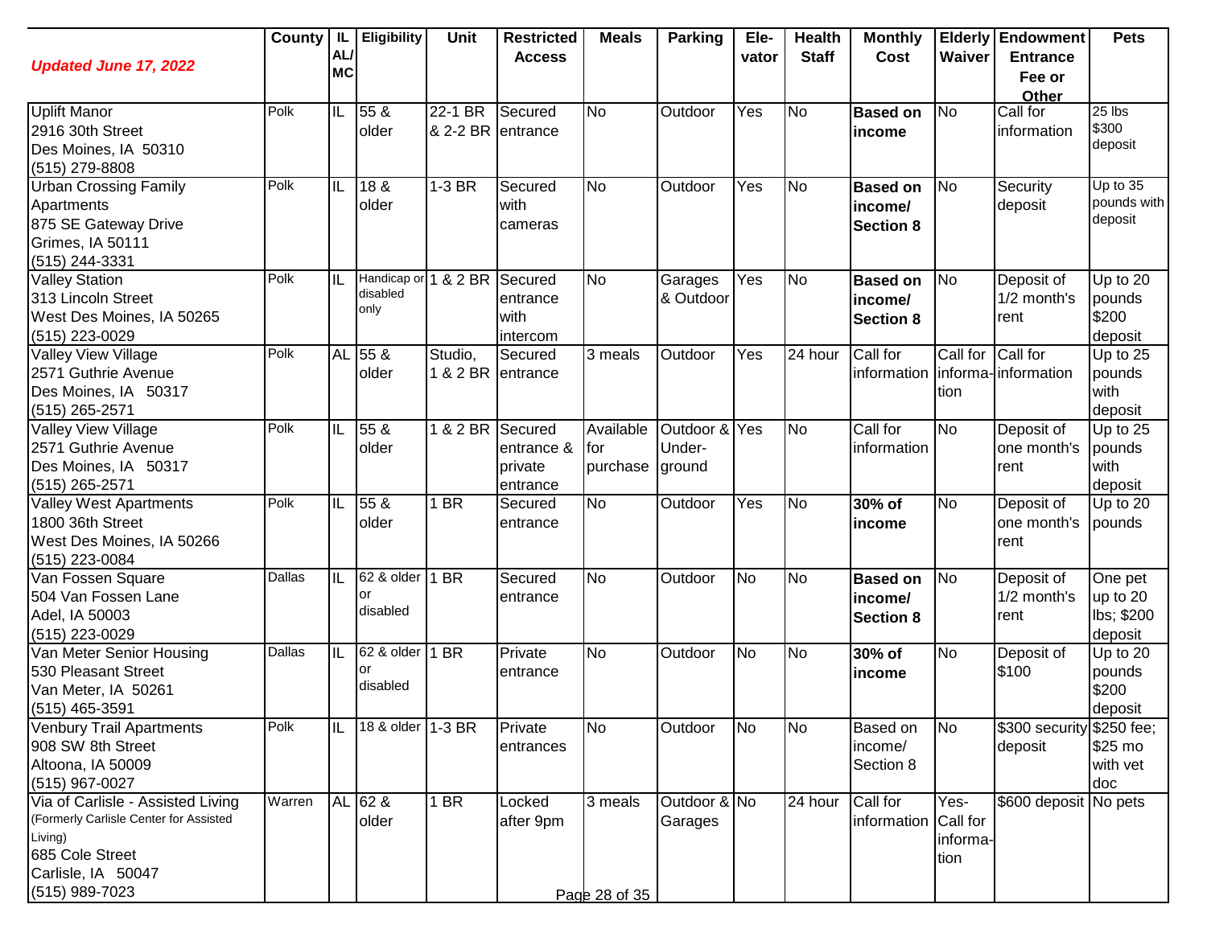| *Updated June 17, 2022* | County | IL AL/ MC | Eligibility | Unit | Restricted Access | Meals | Parking | Ele-vator | Health Staff | Monthly Cost | Elderly Waiver | Endowment Entrance Fee or Other | Pets |
|---|---|---|---|---|---|---|---|---|---|---|---|---|---|
| Uplift Manor<br>2916 30th Street<br>Des Moines, IA 50310<br>(515) 279-8808 | Polk | IL | 55 & older | 22-1 BR & 2-2 BR | Secured entrance | No | Outdoor | Yes | No | **Based on income** | No | Call for information | 25 lbs $300 deposit |
| Urban Crossing Family Apartments<br>875 SE Gateway Drive<br>Grimes, IA 50111<br>(515) 244-3331 | Polk | IL | 18 & older | 1-3 BR | Secured with cameras | No | Outdoor | Yes | No | **Based on income/ Section 8** | No | Security deposit | Up to 35 pounds with deposit |
| Valley Station<br>313 Lincoln Street<br>West Des Moines, IA 50265<br>(515) 223-0029 | Polk | IL | Handicap or disabled only | 1 & 2 BR | Secured entrance with intercom | No | Garages & Outdoor | Yes | No | **Based on income/ Section 8** | No | Deposit of 1/2 month's rent | Up to 20 pounds $200 deposit |
| Valley View Village<br>2571 Guthrie Avenue<br>Des Moines, IA 50317<br>(515) 265-2571 | Polk | AL | 55 & older | Studio, 1 & 2 BR | Secured entrance | 3 meals | Outdoor | Yes | 24 hour | Call for information | Call for informa-tion | Call for information | Up to 25 pounds with deposit |
| Valley View Village<br>2571 Guthrie Avenue<br>Des Moines, IA 50317<br>(515) 265-2571 | Polk | IL | 55 & older | 1 & 2 BR | Secured entrance & private entrance | Available for purchase | Outdoor & Under-ground | Yes | No | Call for information | No | Deposit of one month's rent | Up to 25 pounds with deposit |
| Valley West Apartments<br>1800 36th Street<br>West Des Moines, IA 50266<br>(515) 223-0084 | Polk | IL | 55 & older | 1 BR | Secured entrance | No | Outdoor | Yes | No | **30% of income** | No | Deposit of one month's rent | Up to 20 pounds |
| Van Fossen Square<br>504 Van Fossen Lane<br>Adel, IA 50003<br>(515) 223-0029 | Dallas | IL | 62 & older or disabled | 1 BR | Secured entrance | No | Outdoor | No | No | **Based on income/ Section 8** | No | Deposit of 1/2 month's rent | One pet up to 20 lbs; $200 deposit |
| Van Meter Senior Housing<br>530 Pleasant Street<br>Van Meter, IA 50261<br>(515) 465-3591 | Dallas | IL | 62 & older or disabled | 1 BR | Private entrance | No | Outdoor | No | No | **30% of income** | No | Deposit of $100 | Up to 20 pounds $200 deposit |
| Venbury Trail Apartments<br>908 SW 8th Street<br>Altoona, IA 50009<br>(515) 967-0027 | Polk | IL | 18 & older | 1-3 BR | Private entrances | No | Outdoor | No | No | Based on income/ Section 8 | No | $300 security deposit | $250 fee; $25 mo with vet doc |
| Via of Carlisle - Assisted Living<br>(Formerly Carlisle Center for Assisted Living)<br>685 Cole Street<br>Carlisle, IA 50047<br>(515) 989-7023 | Warren | AL | 62 & older | 1 BR | Locked after 9pm | 3 meals | Outdoor & Garages | No | 24 hour | Call for information | Yes- Call for informa-tion | $600 deposit | No pets |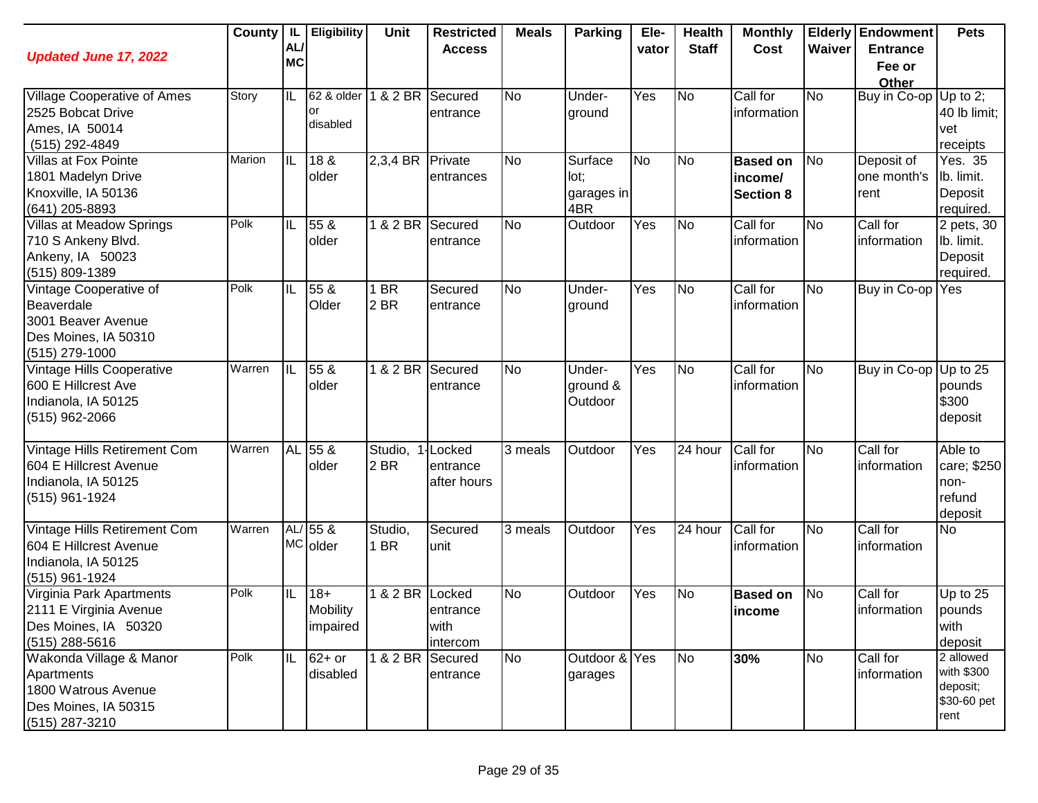| *Updated June 17, 2022* | County | IL AL/ MC | Eligibility | Unit | Restricted Access | Meals | Parking | Ele-vator | Health Staff | Monthly Cost | Elderly Waiver | Endowment Entrance Fee or Other | Pets |
|---|---|---|---|---|---|---|---|---|---|---|---|---|---|
| Village Cooperative of Ames<br>2525 Bobcat Drive<br>Ames, IA 50014<br>(515) 292-4849 | Story | IL | 62 & older or disabled | 1 & 2 BR | Secured entrance | No | Under-ground | Yes | No | Call for information | No | Buy in Co-op | Up to 2; 40 lb limit; vet receipts |
| Villas at Fox Pointe<br>1801 Madelyn Drive<br>Knoxville, IA 50136<br>(641) 205-8893 | Marion | IL | 18 & older | 2,3,4 BR | Private entrances | No | Surface lot; garages in 4BR | No | No | **Based on income/ Section 8** | No | Deposit of one month's rent | Yes. 35 lb. limit. Deposit required. |
| Villas at Meadow Springs<br>710 S Ankeny Blvd.<br>Ankeny, IA 50023<br>(515) 809-1389 | Polk | IL | 55 & older | 1 & 2 BR | Secured entrance | No | Outdoor | Yes | No | Call for information | No | Call for information | 2 pets, 30 lb. limit. Deposit required. |
| Vintage Cooperative of Beaverdale<br>3001 Beaver Avenue<br>Des Moines, IA 50310<br>(515) 279-1000 | Polk | IL | 55 & Older | 1 BR<br>2 BR | Secured entrance | No | Under-ground | Yes | No | Call for information | No | Buy in Co-op | Yes |
| Vintage Hills Cooperative<br>600 E Hillcrest Ave<br>Indianola, IA 50125<br>(515) 962-2066 | Warren | IL | 55 & older | 1 & 2 BR | Secured entrance | No | Under-ground & Outdoor | Yes | No | Call for information | No | Buy in Co-op | Up to 25 pounds $300 deposit |
| Vintage Hills Retirement Com<br>604 E Hillcrest Avenue<br>Indianola, IA 50125<br>(515) 961-1924 | Warren | AL | 55 & older | Studio, 1-2 BR | Locked entrance after hours | 3 meals | Outdoor | Yes | 24 hour | Call for information | No | Call for information | Able to care; $250 non-refund deposit |
| Vintage Hills Retirement Com<br>604 E Hillcrest Avenue<br>Indianola, IA 50125<br>(515) 961-1924 | Warren | AL/ MC | 55 & older | Studio, 1 BR | Secured unit | 3 meals | Outdoor | Yes | 24 hour | Call for information | No | Call for information | No |
| Virginia Park Apartments<br>2111 E Virginia Avenue<br>Des Moines, IA 50320<br>(515) 288-5616 | Polk | IL | 18+ Mobility impaired | 1 & 2 BR | Locked entrance with intercom | No | Outdoor | Yes | No | **Based on income** | No | Call for information | Up to 25 pounds with deposit |
| Wakonda Village & Manor Apartments<br>1800 Watrous Avenue<br>Des Moines, IA 50315<br>(515) 287-3210 | Polk | IL | 62+ or disabled | 1 & 2 BR | Secured entrance | No | Outdoor & garages | Yes | No | **30%** | No | Call for information | 2 allowed with $300 deposit; $30-60 pet rent |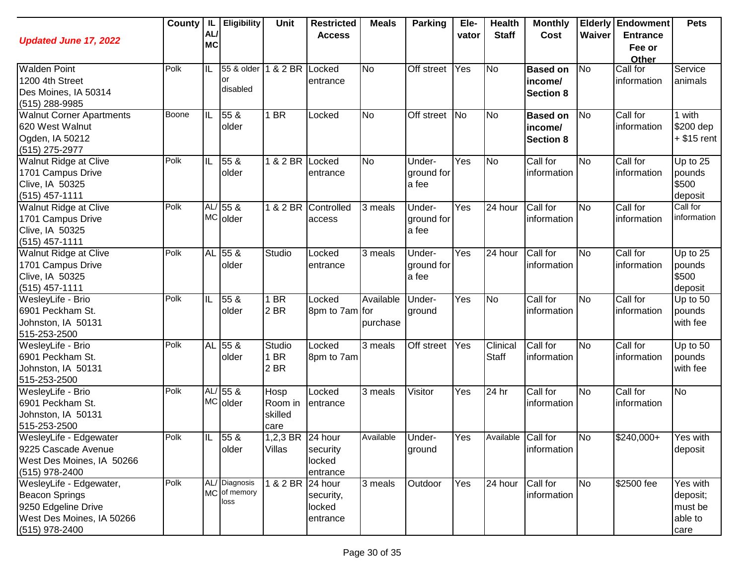| *Updated June 17, 2022* | County | IL AL/ MC | Eligibility | Unit | Restricted Access | Meals | Parking | Ele-vator | Health Staff | Monthly Cost | Elderly Waiver | Endowment Entrance Fee or Other | Pets |
|---|---|---|---|---|---|---|---|---|---|---|---|---|---|
| Walden Point<br>1200 4th Street<br>Des Moines, IA 50314<br>(515) 288-9985 | Polk | IL | 55 & older or disabled | 1 & 2 BR | Locked entrance | No | Off street | Yes | No | **Based on income/ Section 8** | No | Call for information | Service animals |
| Walnut Corner Apartments<br>620 West Walnut<br>Ogden, IA 50212<br>(515) 275-2977 | Boone | IL | 55 & older | 1 BR | Locked | No | Off street | No | No | **Based on income/ Section 8** | No | Call for information | 1 with $200 dep + $15 rent |
| Walnut Ridge at Clive<br>1701 Campus Drive<br>Clive, IA 50325<br>(515) 457-1111 | Polk | IL | 55 & older | 1 & 2 BR | Locked entrance | No | Under-ground for a fee | Yes | No | Call for information | No | Call for information | Up to 25 pounds $500 deposit |
| Walnut Ridge at Clive<br>1701 Campus Drive<br>Clive, IA 50325<br>(515) 457-1111 | Polk | AL/ MC | 55 & older | 1 & 2 BR | Controlled access | 3 meals | Under-ground for a fee | Yes | 24 hour | Call for information | No | Call for information | Call for information |
| Walnut Ridge at Clive<br>1701 Campus Drive<br>Clive, IA 50325<br>(515) 457-1111 | Polk | AL | 55 & older | Studio | Locked entrance | 3 meals | Under-ground for a fee | Yes | 24 hour | Call for information | No | Call for information | Up to 25 pounds $500 deposit |
| WesleyLife - Brio<br>6901 Peckham St.<br>Johnston, IA 50131<br>515-253-2500 | Polk | IL | 55 & older | 1 BR<br>2 BR | Locked 8pm to 7am | Available for purchase | Under-ground | Yes | No | Call for information | No | Call for information | Up to 50 pounds with fee |
| WesleyLife - Brio<br>6901 Peckham St.<br>Johnston, IA 50131<br>515-253-2500 | Polk | AL | 55 & older | Studio<br>1 BR<br>2 BR | Locked 8pm to 7am | 3 meals | Off street | Yes | Clinical Staff | Call for information | No | Call for information | Up to 50 pounds with fee |
| WesleyLife - Brio<br>6901 Peckham St.<br>Johnston, IA 50131<br>515-253-2500 | Polk | AL/ MC | 55 & older | Hosp Room in skilled care | Locked entrance | 3 meals | Visitor | Yes | 24 hr | Call for information | No | Call for information | No |
| WesleyLife - Edgewater<br>9225 Cascade Avenue<br>West Des Moines, IA 50266<br>(515) 978-2400 | Polk | IL | 55 & older | 1,2,3 BR Villas | 24 hour security locked entrance | Available | Under-ground | Yes | Available | Call for information | No | $240,000+ | Yes with deposit |
| WesleyLife - Edgewater, Beacon Springs<br>9250 Edgeline Drive<br>West Des Moines, IA 50266<br>(515) 978-2400 | Polk | AL/ MC | Diagnosis of memory loss | 1 & 2 BR | 24 hour security, locked entrance | 3 meals | Outdoor | Yes | 24 hour | Call for information | No | $2500 fee | Yes with deposit; must be able to care |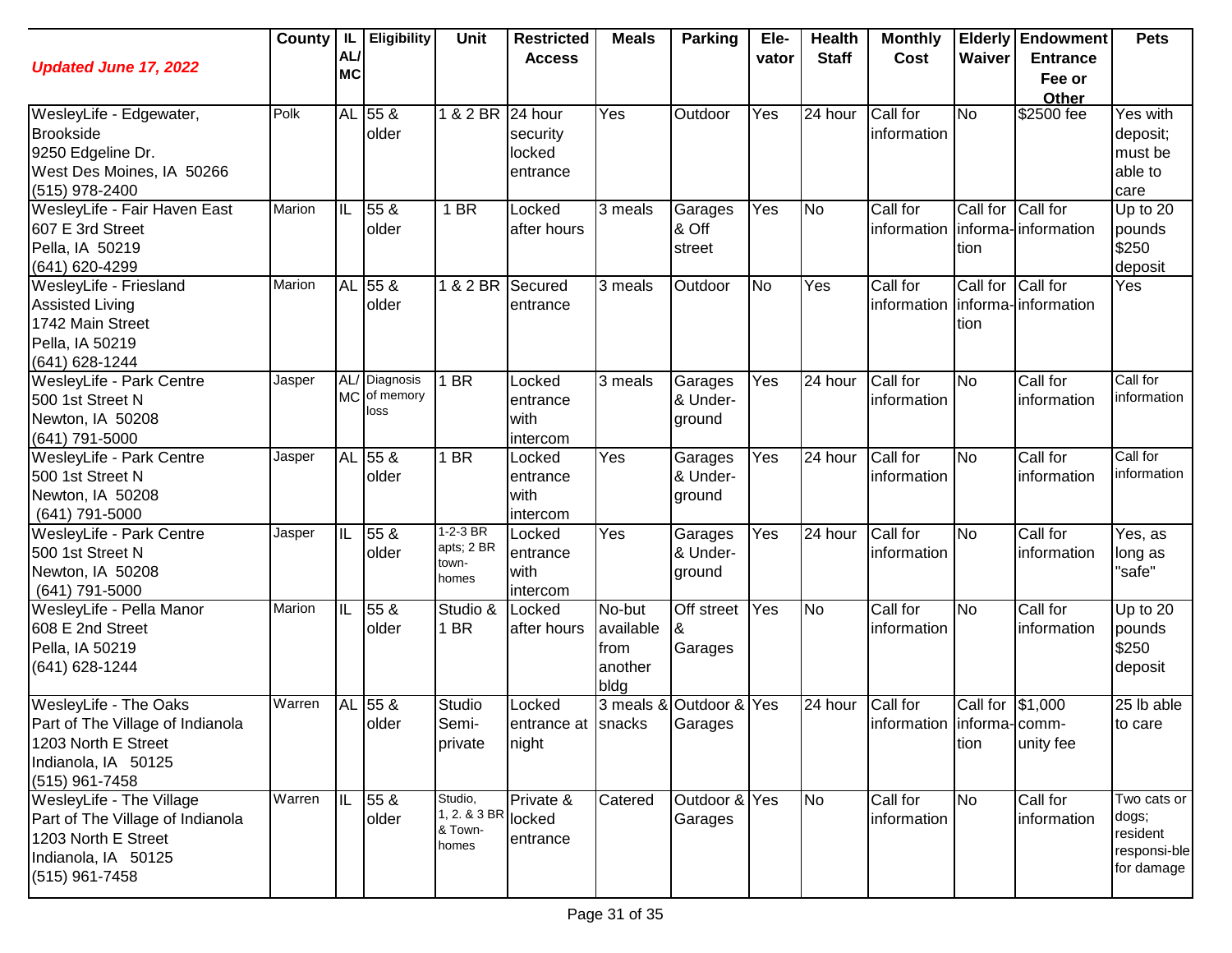| *Updated June 17, 2022* | County | IL AL/ MC | Eligibility | Unit | Restricted Access | Meals | Parking | Ele-vator | Health Staff | Monthly Cost | Elderly Waiver | Endowment Entrance Fee or Other | Pets |
|---|---|---|---|---|---|---|---|---|---|---|---|---|---|
| WesleyLife - Edgewater, Brookside<br>9250 Edgeline Dr.<br>West Des Moines, IA 50266<br>(515) 978-2400 | Polk | AL | 55 & older | 1 & 2 BR | 24 hour security locked entrance | Yes | Outdoor | Yes | 24 hour | Call for information | No | $2500 fee | Yes with deposit; must be able to care |
| WesleyLife - Fair Haven East<br>607 E 3rd Street<br>Pella, IA 50219<br>(641) 620-4299 | Marion | IL | 55 & older | 1 BR | Locked after hours | 3 meals | Garages & Off street | Yes | No | Call for information | Call for informa-tion | Call for information | Up to 20 pounds $250 deposit |
| WesleyLife - Friesland Assisted Living<br>1742 Main Street<br>Pella, IA 50219<br>(641) 628-1244 | Marion | AL | 55 & older | 1 & 2 BR | Secured entrance | 3 meals | Outdoor | No | Yes | Call for information | Call for informa-tion | Call for information | Yes |
| WesleyLife - Park Centre<br>500 1st Street N<br>Newton, IA 50208<br>(641) 791-5000 | Jasper | AL/ MC | Diagnosis of memory loss | 1 BR | Locked entrance with intercom | 3 meals | Garages & Under-ground | Yes | 24 hour | Call for information | No | Call for information | Call for information |
| WesleyLife - Park Centre<br>500 1st Street N<br>Newton, IA 50208<br>(641) 791-5000 | Jasper | AL | 55 & older | 1 BR | Locked entrance with intercom | Yes | Garages & Under-ground | Yes | 24 hour | Call for information | No | Call for information | Call for information |
| WesleyLife - Park Centre<br>500 1st Street N<br>Newton, IA 50208<br>(641) 791-5000 | Jasper | IL | 55 & older | 1-2-3 BR apts; 2 BR town-homes | Locked entrance with intercom | Yes | Garages & Under-ground | Yes | 24 hour | Call for information | No | Call for information | Yes, as long as "safe" |
| WesleyLife - Pella Manor<br>608 E 2nd Street<br>Pella, IA 50219<br>(641) 628-1244 | Marion | IL | 55 & older | Studio & 1 BR | Locked after hours | No-but available from another bldg | Off street & Garages | Yes | No | Call for information | No | Call for information | Up to 20 pounds $250 deposit |
| WesleyLife - The Oaks<br>Part of The Village of Indianola<br>1203 North E Street<br>Indianola, IA 50125<br>(515) 961-7458 | Warren | AL | 55 & older | Studio Semi-private | Locked entrance at night | 3 meals & snacks | Outdoor & Garages | Yes | 24 hour | Call for information | Call for informa-tion | $1,000 comm-unity fee | 25 lb able to care |
| WesleyLife - The Village<br>Part of The Village of Indianola<br>1203 North E Street<br>Indianola, IA 50125<br>(515) 961-7458 | Warren | IL | 55 & older | Studio, 1, 2. & 3 BR & Town-homes | Private & locked entrance | Catered | Outdoor & Garages | Yes | No | Call for information | No | Call for information | Two cats or dogs; resident responsi-ble for damage |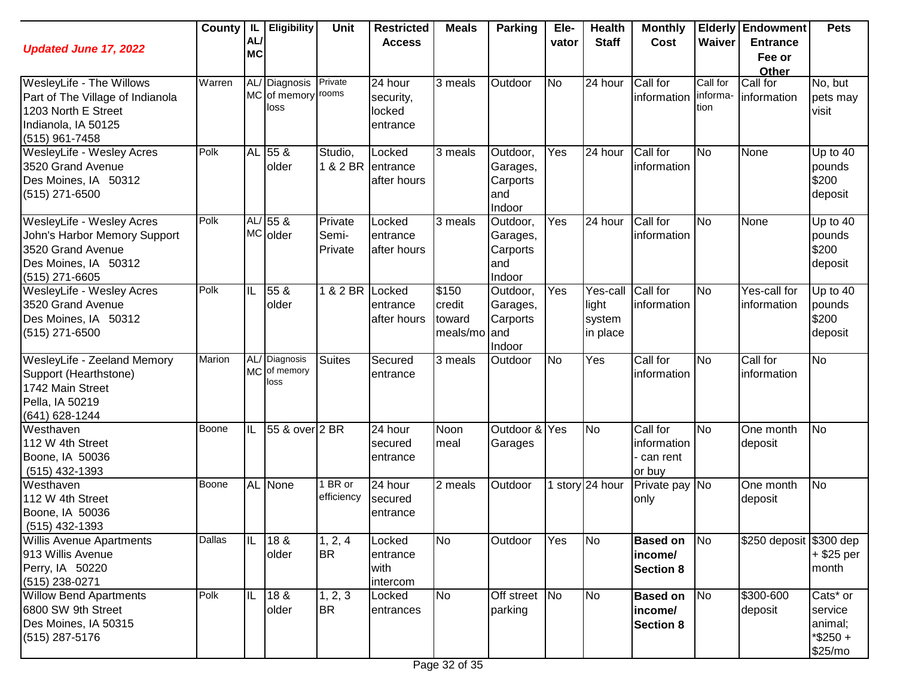| *Updated June 17, 2022* | County | IL AL/ MC | Eligibility | Unit | Restricted Access | Meals | Parking | Ele-vator | Health Staff | Monthly Cost | Elderly Waiver | Endowment Entrance Fee or Other | Pets |
|---|---|---|---|---|---|---|---|---|---|---|---|---|---|
| WesleyLife - The Willows<br>Part of The Village of Indianola<br>1203 North E Street<br>Indianola, IA 50125<br>(515) 961-7458 | Warren | AL/ MC | Diagnosis of memory loss | Private rooms | 24 hour security, locked entrance | 3 meals | Outdoor | No | 24 hour | Call for information | Call for informa-tion | Call for information | No, but pets may visit |
| WesleyLife - Wesley Acres<br>3520 Grand Avenue<br>Des Moines, IA 50312<br>(515) 271-6500 | Polk | AL | 55 & older | Studio, 1 & 2 BR | Locked entrance after hours | 3 meals | Outdoor, Garages, Carports and Indoor | Yes | 24 hour | Call for information | No | None | Up to 40 pounds $200 deposit |
| WesleyLife - Wesley Acres<br>John's Harbor Memory Support<br>3520 Grand Avenue<br>Des Moines, IA 50312<br>(515) 271-6605 | Polk | AL/ MC | 55 & older | Private Semi-Private | Locked entrance after hours | 3 meals | Outdoor, Garages, Carports and Indoor | Yes | 24 hour | Call for information | No | None | Up to 40 pounds $200 deposit |
| WesleyLife - Wesley Acres<br>3520 Grand Avenue<br>Des Moines, IA 50312<br>(515) 271-6500 | Polk | IL | 55 & older | 1 & 2 BR | Locked entrance after hours | $150 credit toward meals/mo | Outdoor, Garages, Carports and Indoor | Yes | Yes-call light system in place | Call for information | No | Yes-call for information | Up to 40 pounds $200 deposit |
| WesleyLife - Zeeland Memory Support (Hearthstone)<br>1742 Main Street<br>Pella, IA 50219<br>(641) 628-1244 | Marion | AL/ MC | Diagnosis of memory loss | Suites | Secured entrance | 3 meals | Outdoor | No | Yes | Call for information | No | Call for information | No |
| Westhaven<br>112 W 4th Street<br>Boone, IA 50036<br>(515) 432-1393 | Boone | IL | 55 & over | 2 BR | 24 hour secured entrance | Noon meal | Outdoor & Garages | Yes | No | Call for information - can rent or buy | No | One month deposit | No |
| Westhaven<br>112 W 4th Street<br>Boone, IA 50036<br>(515) 432-1393 | Boone | AL | None | 1 BR or efficiency | 24 hour secured entrance | 2 meals | Outdoor | 1 story | 24 hour | Private pay only | No | One month deposit | No |
| Willis Avenue Apartments<br>913 Willis Avenue<br>Perry, IA 50220<br>(515) 238-0271 | Dallas | IL | 18 & older | 1, 2, 4 BR | Locked entrance with intercom | No | Outdoor | Yes | No | **Based on income/ Section 8** | No | $250 deposit | $300 dep + $25 per month |
| Willow Bend Apartments<br>6800 SW 9th Street<br>Des Moines, IA 50315<br>(515) 287-5176 | Polk | IL | 18 & older | 1, 2, 3 BR | Locked entrances | No | Off street parking | No | No | **Based on income/ Section 8** | No | $300-600 deposit | Cats* or service animal; *$250 + $25/mo |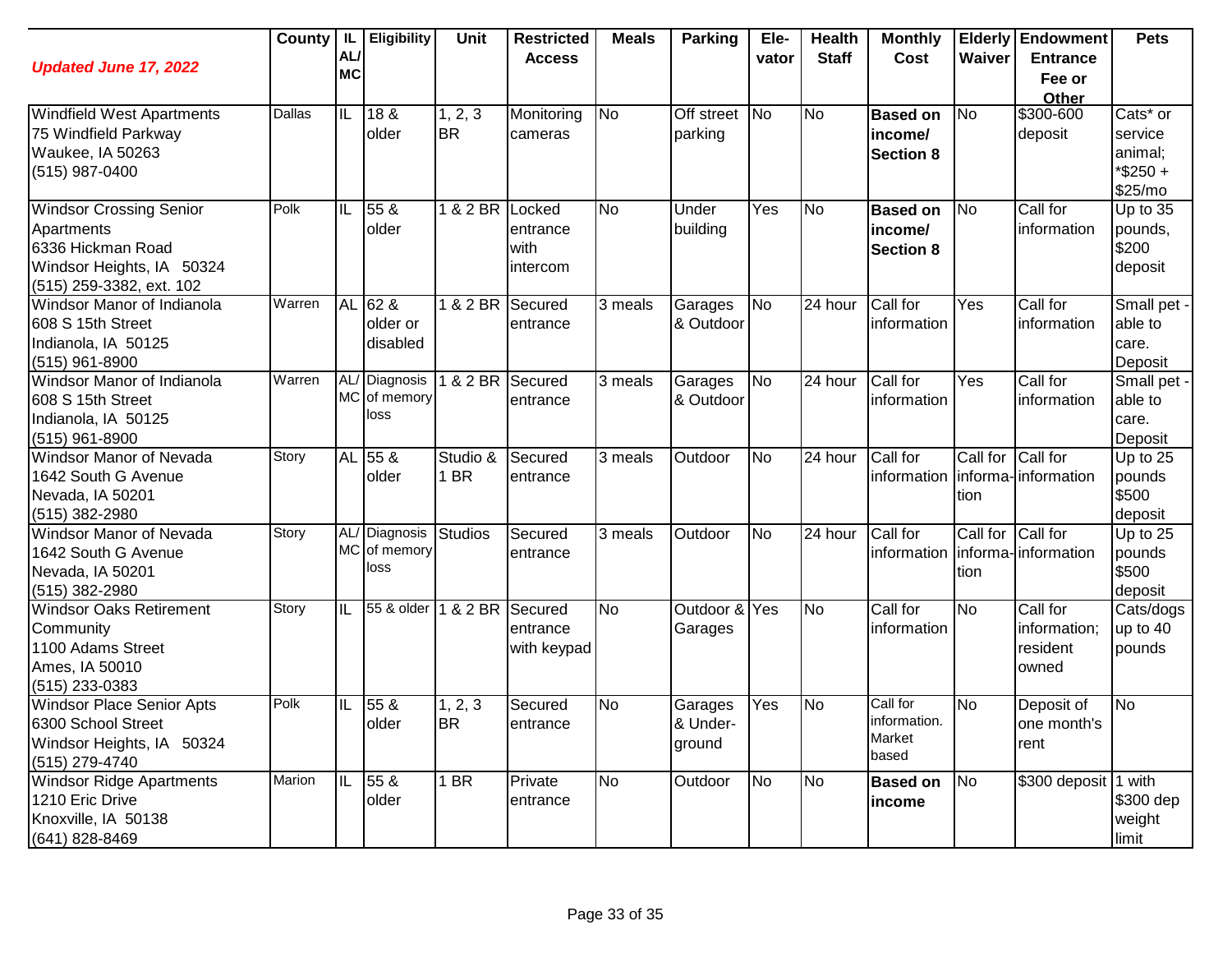| *Updated June 17, 2022* | County | IL AL/ MC | Eligibility | Unit | Restricted Access | Meals | Parking | Ele-vator | Health Staff | Monthly Cost | Elderly Waiver | Endowment Entrance Fee or Other | Pets |
|---|---|---|---|---|---|---|---|---|---|---|---|---|---|
| Windfield West Apartments<br>75 Windfield Parkway<br>Waukee, IA 50263<br>(515) 987-0400 | Dallas | IL | 18 & older | 1, 2, 3 BR | Monitoring cameras | No | Off street parking | No | No | **Based on income/ Section 8** | No | $300-600 deposit | Cats* or service animal; *$250 + $25/mo |
| Windsor Crossing Senior Apartments<br>6336 Hickman Road<br>Windsor Heights, IA 50324<br>(515) 259-3382, ext. 102 | Polk | IL | 55 & older | 1 & 2 BR | Locked entrance with intercom | No | Under building | Yes | No | **Based on income/ Section 8** | No | Call for information | Up to 35 pounds, $200 deposit |
| Windsor Manor of Indianola<br>608 S 15th Street<br>Indianola, IA 50125<br>(515) 961-8900 | Warren | AL | 62 & older or disabled | 1 & 2 BR | Secured entrance | 3 meals | Garages & Outdoor | No | 24 hour | Call for information | Yes | Call for information | Small pet - able to care. Deposit |
| Windsor Manor of Indianola<br>608 S 15th Street<br>Indianola, IA 50125<br>(515) 961-8900 | Warren | AL/ MC | Diagnosis of memory loss | 1 & 2 BR | Secured entrance | 3 meals | Garages & Outdoor | No | 24 hour | Call for information | Yes | Call for information | Small pet - able to care. Deposit |
| Windsor Manor of Nevada<br>1642 South G Avenue<br>Nevada, IA 50201<br>(515) 382-2980 | Story | AL | 55 & older | Studio & 1 BR | Secured entrance | 3 meals | Outdoor | No | 24 hour | Call for information | Call for information | Call for information | Up to 25 pounds $500 deposit |
| Windsor Manor of Nevada<br>1642 South G Avenue<br>Nevada, IA 50201<br>(515) 382-2980 | Story | AL/ MC | Diagnosis of memory loss | Studios | Secured entrance | 3 meals | Outdoor | No | 24 hour | Call for information | Call for information | Call for information | Up to 25 pounds $500 deposit |
| Windsor Oaks Retirement Community<br>1100 Adams Street<br>Ames, IA 50010<br>(515) 233-0383 | Story | IL | 55 & older | 1 & 2 BR | Secured entrance with keypad | No | Outdoor & Garages | Yes | No | Call for information | No | Call for information; resident owned | Cats/dogs up to 40 pounds |
| Windsor Place Senior Apts<br>6300 School Street<br>Windsor Heights, IA 50324<br>(515) 279-4740 | Polk | IL | 55 & older | 1, 2, 3 BR | Secured entrance | No | Garages & Under-ground | Yes | No | Call for information. Market based | No | Deposit of one month's rent | No |
| Windsor Ridge Apartments<br>1210 Eric Drive<br>Knoxville, IA 50138<br>(641) 828-8469 | Marion | IL | 55 & older | 1 BR | Private entrance | No | Outdoor | No | No | **Based on income** | No | $300 deposit | 1 with $300 dep weight limit |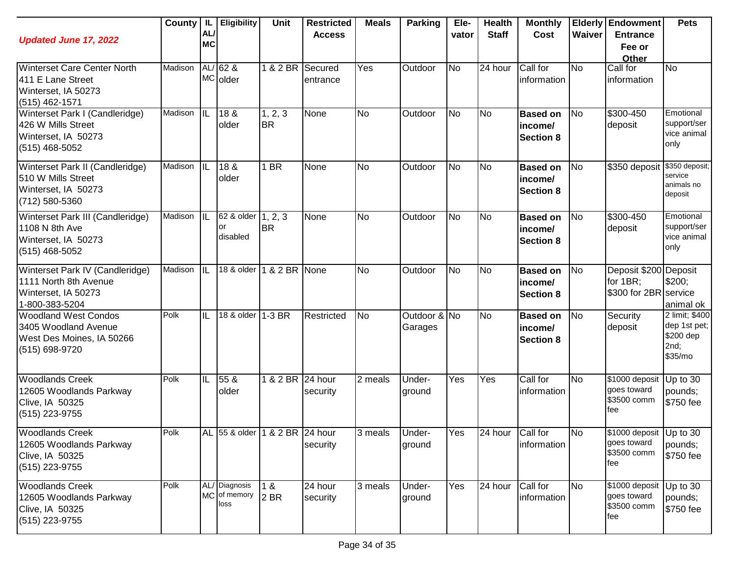| *Updated June 17, 2022* | County | IL AL/ MC | Eligibility | Unit | Restricted Access | Meals | Parking | Ele- vator | Health Staff | Monthly Cost | Elderly Waiver | Endowment Entrance Fee or Other | Pets |
|---|---|---|---|---|---|---|---|---|---|---|---|---|---|
| Winterset Care Center North<br>411 E Lane Street<br>Winterset, IA 50273<br>(515) 462-1571 | Madison | AL/ MC | 62 & older | 1 & 2 BR | Secured entrance | Yes | Outdoor | No | 24 hour | Call for information | No | Call for information | No |
| Winterset Park I (Candleridge)<br>426 W Mills Street<br>Winterset, IA 50273<br>(515) 468-5052 | Madison | IL | 18 & older | 1, 2, 3 BR | None | No | Outdoor | No | No | **Based on income/ Section 8** | No | $300-450 deposit | Emotional support/service animal only |
| Winterset Park II (Candleridge)<br>510 W Mills Street<br>Winterset, IA 50273<br>(712) 580-5360 | Madison | IL | 18 & older | 1 BR | None | No | Outdoor | No | No | **Based on income/ Section 8** | No | $350 deposit | $350 deposit; service animals no deposit |
| Winterset Park III (Candleridge)<br>1108 N 8th Ave<br>Winterset, IA 50273<br>(515) 468-5052 | Madison | IL | 62 & older or disabled | 1, 2, 3 BR | None | No | Outdoor | No | No | **Based on income/ Section 8** | No | $300-450 deposit | Emotional support/service animal only |
| Winterset Park IV (Candleridge)<br>1111 North 8th Avenue<br>Winterset, IA 50273<br>1-800-383-5204 | Madison | IL | 18 & older | 1 & 2 BR | None | No | Outdoor | No | No | **Based on income/ Section 8** | No | Deposit $200 for 1BR; $300 for 2BR | Deposit $200; service animal ok |
| Woodland West Condos<br>3405 Woodland Avenue<br>West Des Moines, IA 50266<br>(515) 698-9720 | Polk | IL | 18 & older | 1-3 BR | Restricted | No | Outdoor & Garages | No | No | **Based on income/ Section 8** | No | Security deposit | 2 limit; $400 dep 1st pet; $200 dep 2nd; $35/mo |
| Woodlands Creek<br>12605 Woodlands Parkway<br>Clive, IA 50325<br>(515) 223-9755 | Polk | IL | 55 & older | 1 & 2 BR | 24 hour security | 2 meals | Under-ground | Yes | Yes | Call for information | No | $1000 deposit goes toward $3500 comm fee | Up to 30 pounds; $750 fee |
| Woodlands Creek<br>12605 Woodlands Parkway<br>Clive, IA 50325<br>(515) 223-9755 | Polk | AL | 55 & older | 1 & 2 BR | 24 hour security | 3 meals | Under-ground | Yes | 24 hour | Call for information | No | $1000 deposit goes toward $3500 comm fee | Up to 30 pounds; $750 fee |
| Woodlands Creek<br>12605 Woodlands Parkway<br>Clive, IA 50325<br>(515) 223-9755 | Polk | AL/ MC | Diagnosis of memory loss | 1 & 2 BR | 24 hour security | 3 meals | Under-ground | Yes | 24 hour | Call for information | No | $1000 deposit goes toward $3500 comm fee | Up to 30 pounds; $750 fee |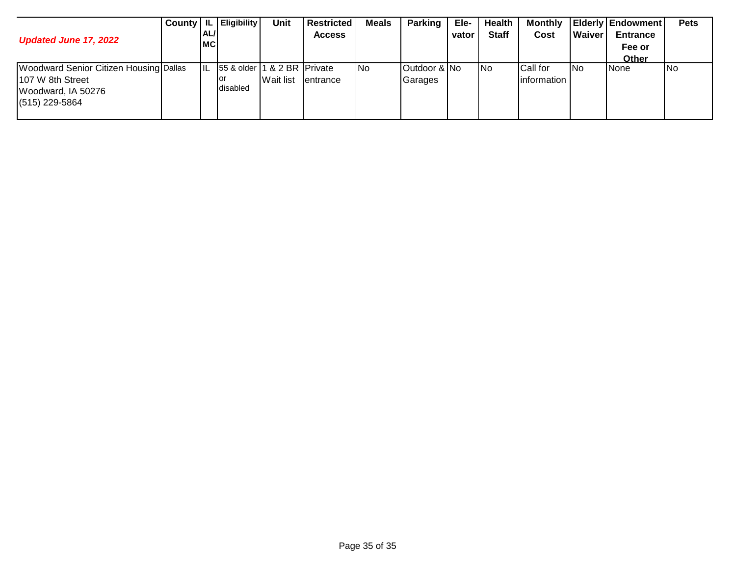| *Updated June 17, 2022* | County | IL AL/ MC | Eligibility | Unit | Restricted Access | Meals | Parking | Ele- vator | Health Staff | Monthly Cost | Elderly Waiver | Endowment Entrance Fee or Other | Pets |
|---|---|---|---|---|---|---|---|---|---|---|---|---|---|
| Woodward Senior Citizen Housing<br>107 W 8th Street<br>Woodward, IA 50276<br>(515) 229-5864 | Dallas | IL | 55 & older or disabled | 1 & 2 BR Wait list | Private entrance | No | Outdoor & Garages | No | No | Call for information | No | None | No |